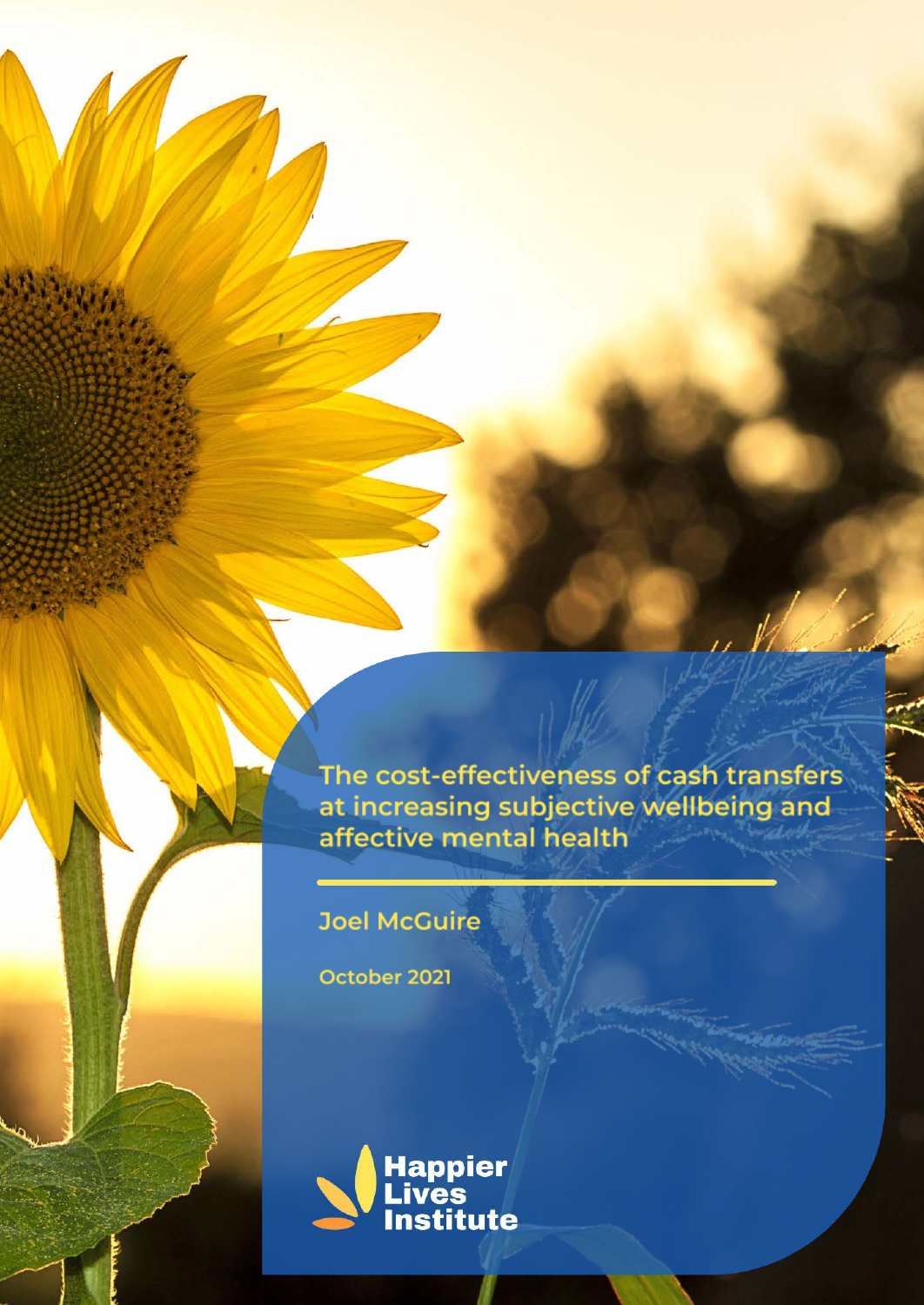# The cost-effectiveness of cash transfers at increasing subjective wellbeing and affective mental health

Joel McGuire

October 2021

Happier Lives Institute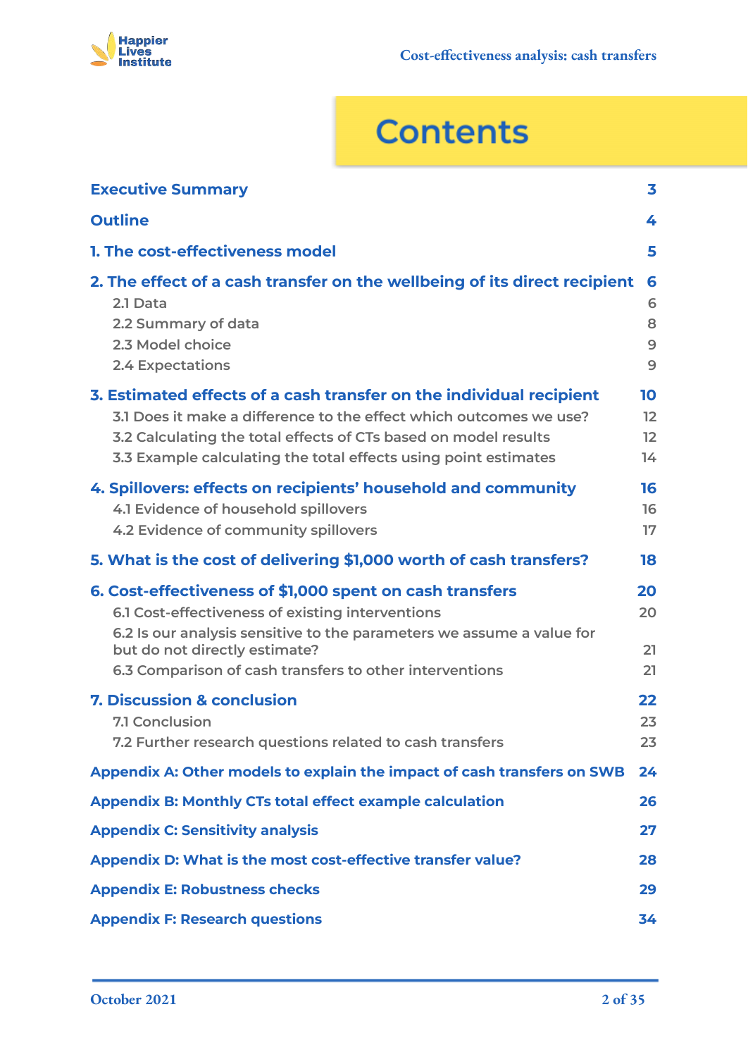# Contents

| | |
|---|---|
| **Executive Summary** | **3** |
| **Outline** | **4** |
| **1. The cost-effectiveness model** | **5** |
| **2. The effect of a cash transfer on the wellbeing of its direct recipient** | **6** |
| 2.1 Data | 6 |
| 2.2 Summary of data | 8 |
| 2.3 Model choice | 9 |
| 2.4 Expectations | 9 |
| **3. Estimated effects of a cash transfer on the individual recipient** | **10** |
| 3.1 Does it make a difference to the effect which outcomes we use? | 12 |
| 3.2 Calculating the total effects of CTs based on model results | 12 |
| 3.3 Example calculating the total effects using point estimates | 14 |
| **4. Spillovers: effects on recipients' household and community** | **16** |
| 4.1 Evidence of household spillovers | 16 |
| 4.2 Evidence of community spillovers | 17 |
| **5. What is the cost of delivering $1,000 worth of cash transfers?** | **18** |
| **6. Cost-effectiveness of $1,000 spent on cash transfers** | **20** |
| 6.1 Cost-effectiveness of existing interventions | 20 |
| 6.2 Is our analysis sensitive to the parameters we assume a value for but do not directly estimate? | 21 |
| 6.3 Comparison of cash transfers to other interventions | 21 |
| **7. Discussion & conclusion** | **22** |
| 7.1 Conclusion | 23 |
| 7.2 Further research questions related to cash transfers | 23 |
| **Appendix A: Other models to explain the impact of cash transfers on SWB** | **24** |
| **Appendix B: Monthly CTs total effect example calculation** | **26** |
| **Appendix C: Sensitivity analysis** | **27** |
| **Appendix D: What is the most cost-effective transfer value?** | **28** |
| **Appendix E: Robustness checks** | **29** |
| **Appendix F: Research questions** | **34** |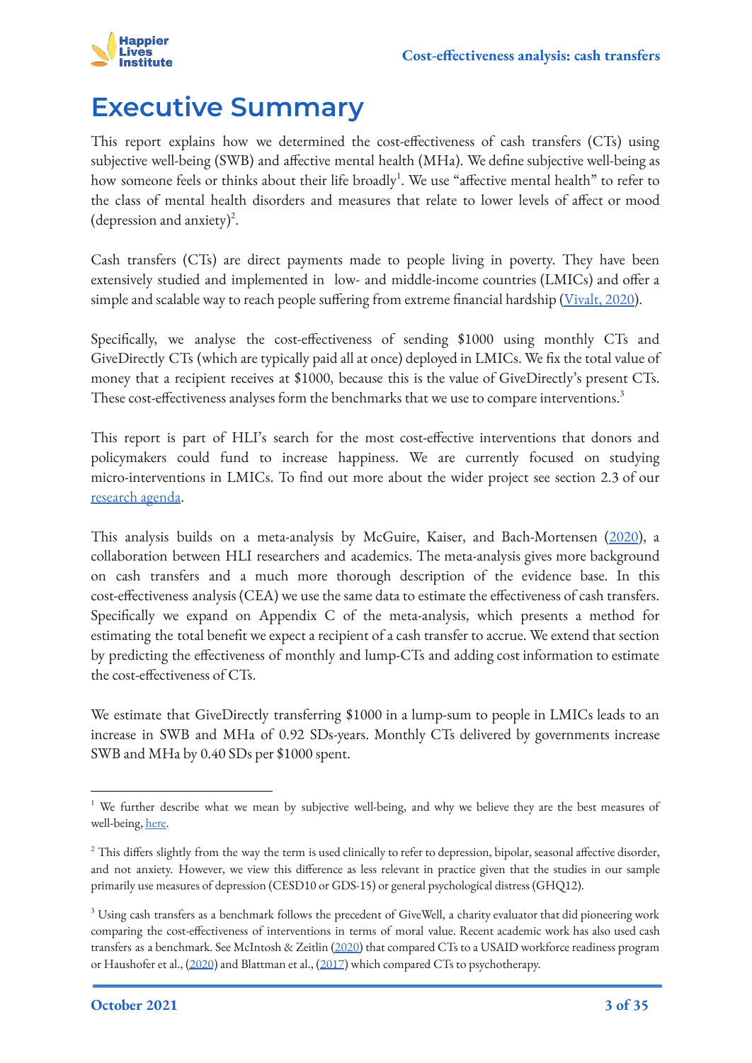# Executive Summary

This report explains how we determined the cost-effectiveness of cash transfers (CTs) using subjective well-being (SWB) and affective mental health (MHa). We define subjective well-being as how someone feels or thinks about their life broadly[1]. We use "affective mental health" to refer to the class of mental health disorders and measures that relate to lower levels of affect or mood (depression and anxiety)[2].

Cash transfers (CTs) are direct payments made to people living in poverty. They have been extensively studied and implemented in low- and middle-income countries (LMICs) and offer a simple and scalable way to reach people suffering from extreme financial hardship (Vivalt, 2020).

Specifically, we analyse the cost-effectiveness of sending $1000 using monthly CTs and GiveDirectly CTs (which are typically paid all at once) deployed in LMICs. We fix the total value of money that a recipient receives at $1000, because this is the value of GiveDirectly's present CTs. These cost-effectiveness analyses form the benchmarks that we use to compare interventions.[3]

This report is part of HLI's search for the most cost-effective interventions that donors and policymakers could fund to increase happiness. We are currently focused on studying micro-interventions in LMICs. To find out more about the wider project see section 2.3 of our research agenda.

This analysis builds on a meta-analysis by McGuire, Kaiser, and Bach-Mortensen (2020), a collaboration between HLI researchers and academics. The meta-analysis gives more background on cash transfers and a much more thorough description of the evidence base. In this cost-effectiveness analysis (CEA) we use the same data to estimate the effectiveness of cash transfers. Specifically we expand on Appendix C of the meta-analysis, which presents a method for estimating the total benefit we expect a recipient of a cash transfer to accrue. We extend that section by predicting the effectiveness of monthly and lump-CTs and adding cost information to estimate the cost-effectiveness of CTs.

We estimate that GiveDirectly transferring $1000 in a lump-sum to people in LMICs leads to an increase in SWB and MHa of 0.92 SDs-years. Monthly CTs delivered by governments increase SWB and MHa by 0.40 SDs per $1000 spent.

---

[1] We further describe what we mean by subjective well-being, and why we believe they are the best measures of well-being, here.

[2] This differs slightly from the way the term is used clinically to refer to depression, bipolar, seasonal affective disorder, and not anxiety. However, we view this difference as less relevant in practice given that the studies in our sample primarily use measures of depression (CESD10 or GDS-15) or general psychological distress (GHQ12).

[3] Using cash transfers as a benchmark follows the precedent of GiveWell, a charity evaluator that did pioneering work comparing the cost-effectiveness of interventions in terms of moral value. Recent academic work has also used cash transfers as a benchmark. See McIntosh & Zeitlin (2020) that compared CTs to a USAID workforce readiness program or Haushofer et al., (2020) and Blattman et al., (2017) which compared CTs to psychotherapy.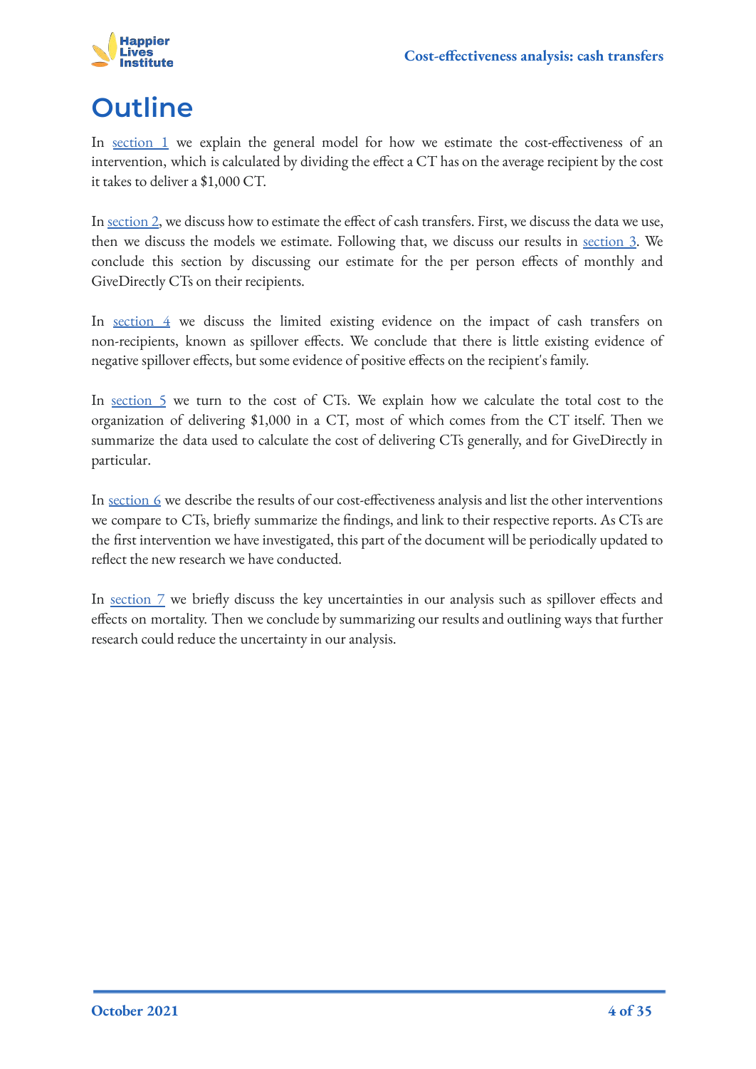# Outline

In section 1 we explain the general model for how we estimate the cost-effectiveness of an intervention, which is calculated by dividing the effect a CT has on the average recipient by the cost it takes to deliver a $1,000 CT.

In section 2, we discuss how to estimate the effect of cash transfers. First, we discuss the data we use, then we discuss the models we estimate. Following that, we discuss our results in section 3. We conclude this section by discussing our estimate for the per person effects of monthly and GiveDirectly CTs on their recipients.

In section 4 we discuss the limited existing evidence on the impact of cash transfers on non-recipients, known as spillover effects. We conclude that there is little existing evidence of negative spillover effects, but some evidence of positive effects on the recipient's family.

In section 5 we turn to the cost of CTs. We explain how we calculate the total cost to the organization of delivering $1,000 in a CT, most of which comes from the CT itself. Then we summarize the data used to calculate the cost of delivering CTs generally, and for GiveDirectly in particular.

In section 6 we describe the results of our cost-effectiveness analysis and list the other interventions we compare to CTs, briefly summarize the findings, and link to their respective reports. As CTs are the first intervention we have investigated, this part of the document will be periodically updated to reflect the new research we have conducted.

In section 7 we briefly discuss the key uncertainties in our analysis such as spillover effects and effects on mortality. Then we conclude by summarizing our results and outlining ways that further research could reduce the uncertainty in our analysis.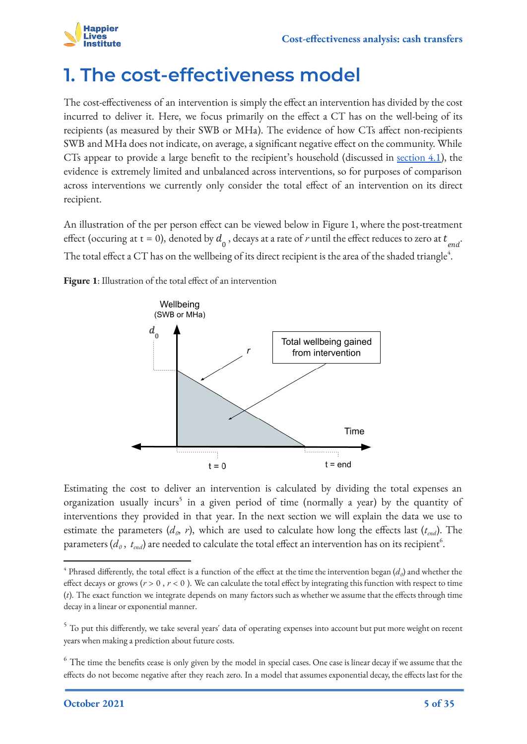# 1. The cost-effectiveness model

The cost-effectiveness of an intervention is simply the effect an intervention has divided by the cost incurred to deliver it. Here, we focus primarily on the effect a CT has on the well-being of its recipients (as measured by their SWB or MHa). The evidence of how CTs affect non-recipients SWB and MHa does not indicate, on average, a significant negative effect on the community. While CTs appear to provide a large benefit to the recipient's household (discussed in section 4.1), the evidence is extremely limited and unbalanced across interventions, so for purposes of comparison across interventions we currently only consider the total effect of an intervention on its direct recipient.

An illustration of the per person effect can be viewed below in Figure 1, where the post-treatment effect (occuring at t = 0), denoted by $d_0$, decays at a rate of $r$ until the effect reduces to zero at $t_{end}$. The total effect a CT has on the wellbeing of its direct recipient is the area of the shaded triangle[4].

**Figure 1**: Illustration of the total effect of an intervention

Estimating the cost to deliver an intervention is calculated by dividing the total expenses an organization usually incurs[5] in a given period of time (normally a year) by the quantity of interventions they provided in that year. In the next section we will explain the data we use to estimate the parameters ($d_0$, $r$), which are used to calculate how long the effects last ($t_{end}$). The parameters ($d_0$ , $t_{end}$) are needed to calculate the total effect an intervention has on its recipient[6].

---

[4] Phrased differently, the total effect is a function of the effect at the time the intervention began ($d_0$) and whether the effect decays or grows ($r > 0$ , $r < 0$ ). We can calculate the total effect by integrating this function with respect to time ($t$). The exact function we integrate depends on many factors such as whether we assume that the effects through time decay in a linear or exponential manner.

[5] To put this differently, we take several years' data of operating expenses into account but put more weight on recent years when making a prediction about future costs.

[6] The time the benefits cease is only given by the model in special cases. One case is linear decay if we assume that the effects do not become negative after they reach zero. In a model that assumes exponential decay, the effects last for the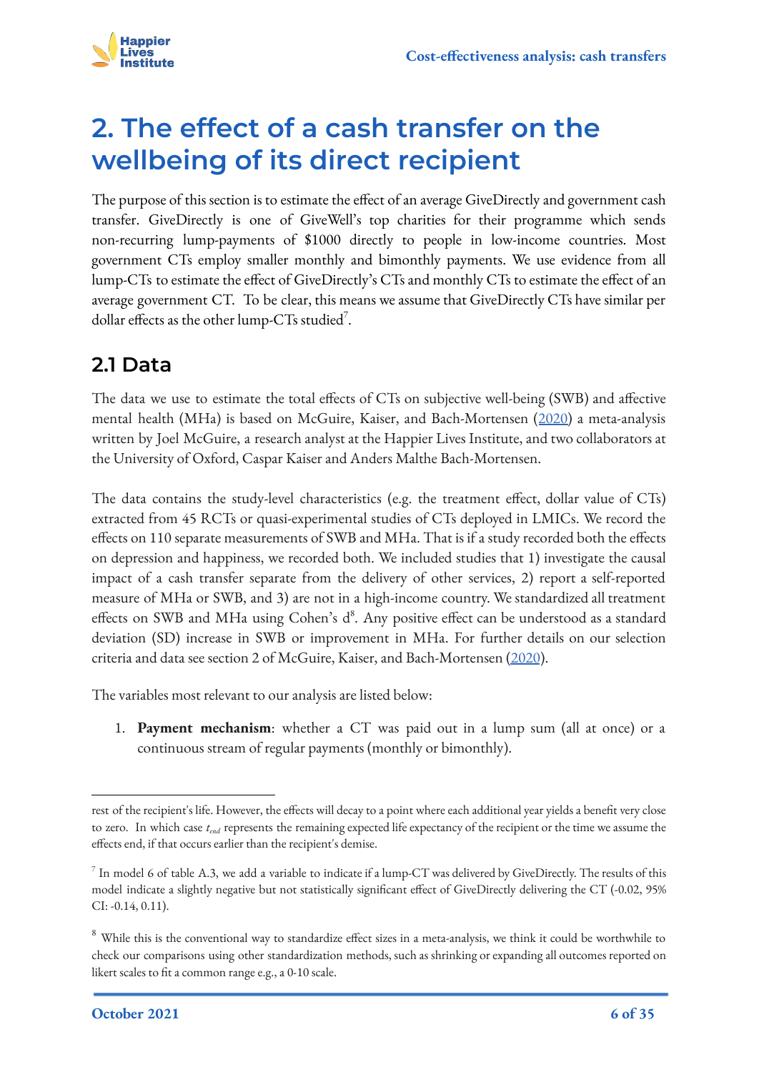# 2. The effect of a cash transfer on the wellbeing of its direct recipient

The purpose of this section is to estimate the effect of an average GiveDirectly and government cash transfer. GiveDirectly is one of GiveWell's top charities for their programme which sends non-recurring lump-payments of $1000 directly to people in low-income countries. Most government CTs employ smaller monthly and bimonthly payments. We use evidence from all lump-CTs to estimate the effect of GiveDirectly's CTs and monthly CTs to estimate the effect of an average government CT. To be clear, this means we assume that GiveDirectly CTs have similar per dollar effects as the other lump-CTs studied[7].

## 2.1 Data

The data we use to estimate the total effects of CTs on subjective well-being (SWB) and affective mental health (MHa) is based on McGuire, Kaiser, and Bach-Mortensen (2020) a meta-analysis written by Joel McGuire, a research analyst at the Happier Lives Institute, and two collaborators at the University of Oxford, Caspar Kaiser and Anders Malthe Bach-Mortensen.

The data contains the study-level characteristics (e.g. the treatment effect, dollar value of CTs) extracted from 45 RCTs or quasi-experimental studies of CTs deployed in LMICs. We record the effects on 110 separate measurements of SWB and MHa. That is if a study recorded both the effects on depression and happiness, we recorded both. We included studies that 1) investigate the causal impact of a cash transfer separate from the delivery of other services, 2) report a self-reported measure of MHa or SWB, and 3) are not in a high-income country. We standardized all treatment effects on SWB and MHa using Cohen's d[8]. Any positive effect can be understood as a standard deviation (SD) increase in SWB or improvement in MHa. For further details on our selection criteria and data see section 2 of McGuire, Kaiser, and Bach-Mortensen (2020).

The variables most relevant to our analysis are listed below:

1. **Payment mechanism**: whether a CT was paid out in a lump sum (all at once) or a continuous stream of regular payments (monthly or bimonthly).

---

rest of the recipient's life. However, the effects will decay to a point where each additional year yields a benefit very close to zero. In which case $t_{end}$ represents the remaining expected life expectancy of the recipient or the time we assume the effects end, if that occurs earlier than the recipient's demise.

[7] In model 6 of table A.3, we add a variable to indicate if a lump-CT was delivered by GiveDirectly. The results of this model indicate a slightly negative but not statistically significant effect of GiveDirectly delivering the CT (-0.02, 95% CI: -0.14, 0.11).

[8] While this is the conventional way to standardize effect sizes in a meta-analysis, we think it could be worthwhile to check our comparisons using other standardization methods, such as shrinking or expanding all outcomes reported on likert scales to fit a common range e.g., a 0-10 scale.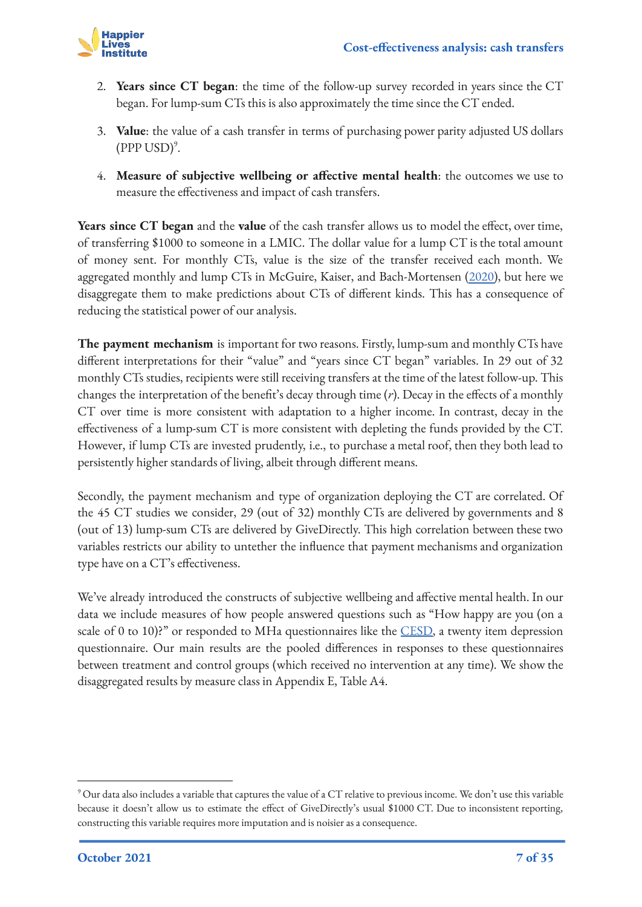2. **Years since CT began**: the time of the follow-up survey recorded in years since the CT began. For lump-sum CTs this is also approximately the time since the CT ended.

3. **Value**: the value of a cash transfer in terms of purchasing power parity adjusted US dollars (PPP USD)[9].

4. **Measure of subjective wellbeing or affective mental health**: the outcomes we use to measure the effectiveness and impact of cash transfers.

**Years since CT began** and the **value** of the cash transfer allows us to model the effect, over time, of transferring $1000 to someone in a LMIC. The dollar value for a lump CT is the total amount of money sent. For monthly CTs, value is the size of the transfer received each month. We aggregated monthly and lump CTs in McGuire, Kaiser, and Bach-Mortensen ([2020](#)), but here we disaggregate them to make predictions about CTs of different kinds. This has a consequence of reducing the statistical power of our analysis.

**The payment mechanism** is important for two reasons. Firstly, lump-sum and monthly CTs have different interpretations for their "value" and "years since CT began" variables. In 29 out of 32 monthly CTs studies, recipients were still receiving transfers at the time of the latest follow-up. This changes the interpretation of the benefit's decay through time ($r$). Decay in the effects of a monthly CT over time is more consistent with adaptation to a higher income. In contrast, decay in the effectiveness of a lump-sum CT is more consistent with depleting the funds provided by the CT. However, if lump CTs are invested prudently, i.e., to purchase a metal roof, then they both lead to persistently higher standards of living, albeit through different means.

Secondly, the payment mechanism and type of organization deploying the CT are correlated. Of the 45 CT studies we consider, 29 (out of 32) monthly CTs are delivered by governments and 8 (out of 13) lump-sum CTs are delivered by GiveDirectly. This high correlation between these two variables restricts our ability to untether the influence that payment mechanisms and organization type have on a CT's effectiveness.

We've already introduced the constructs of subjective wellbeing and affective mental health. In our data we include measures of how people answered questions such as "How happy are you (on a scale of 0 to 10)?" or responded to MHa questionnaires like the [CESD](#), a twenty item depression questionnaire. Our main results are the pooled differences in responses to these questionnaires between treatment and control groups (which received no intervention at any time). We show the disaggregated results by measure class in Appendix E, Table A4.

---

[9] Our data also includes a variable that captures the value of a CT relative to previous income. We don't use this variable because it doesn't allow us to estimate the effect of GiveDirectly's usual $1000 CT. Due to inconsistent reporting, constructing this variable requires more imputation and is noisier as a consequence.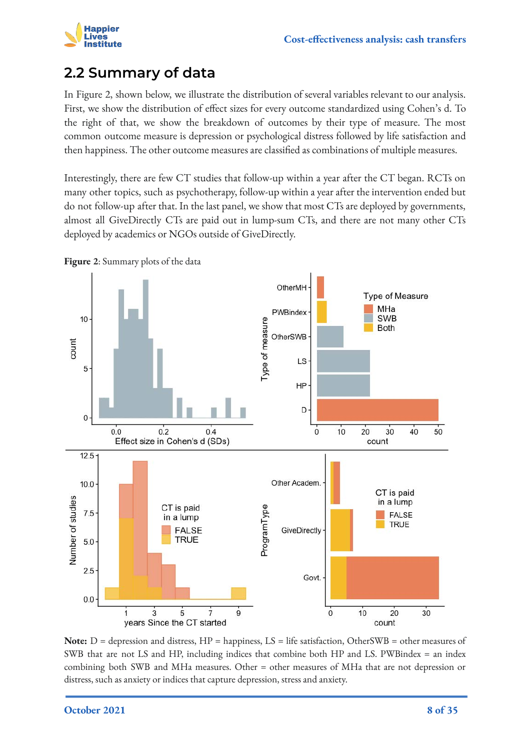## 2.2 Summary of data

In Figure 2, shown below, we illustrate the distribution of several variables relevant to our analysis. First, we show the distribution of effect sizes for every outcome standardized using Cohen's d. To the right of that, we show the breakdown of outcomes by their type of measure. The most common outcome measure is depression or psychological distress followed by life satisfaction and then happiness. The other outcome measures are classified as combinations of multiple measures.

Interestingly, there are few CT studies that follow-up within a year after the CT began. RCTs on many other topics, such as psychotherapy, follow-up within a year after the intervention ended but do not follow-up after that. In the last panel, we show that most CTs are deployed by governments, almost all GiveDirectly CTs are paid out in lump-sum CTs, and there are not many other CTs deployed by academics or NGOs outside of GiveDirectly.

**Figure 2**: Summary plots of the data

**Note:** D = depression and distress, HP = happiness, LS = life satisfaction, OtherSWB = other measures of SWB that are not LS and HP, including indices that combine both HP and LS. PWBindex = an index combining both SWB and MHa measures. Other = other measures of MHa that are not depression or distress, such as anxiety or indices that capture depression, stress and anxiety.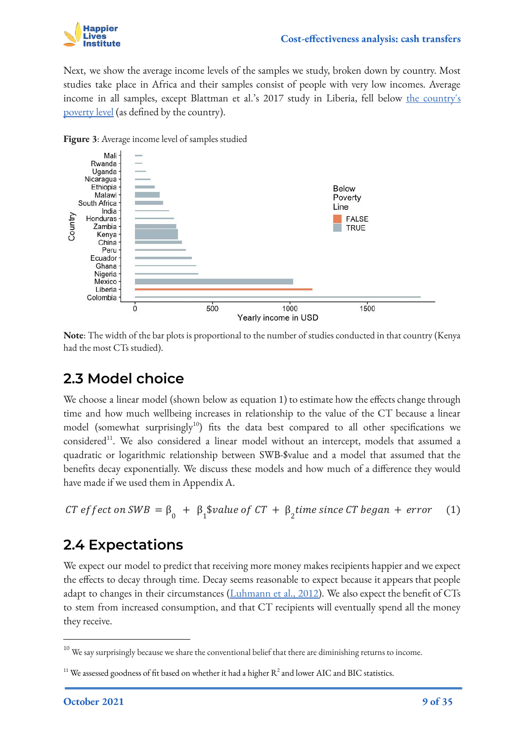Next, we show the average income levels of the samples we study, broken down by country. Most studies take place in Africa and their samples consist of people with very low incomes. Average income in all samples, except Blattman et al.'s 2017 study in Liberia, fell below the country's poverty level (as defined by the country).

**Figure 3**: Average income level of samples studied

**Note**: The width of the bar plots is proportional to the number of studies conducted in that country (Kenya had the most CTs studied).

## 2.3 Model choice

We choose a linear model (shown below as equation 1) to estimate how the effects change through time and how much wellbeing increases in relationship to the value of the CT because a linear model (somewhat surprisingly[10]) fits the data best compared to all other specifications we considered[11]. We also considered a linear model without an intercept, models that assumed a quadratic or logarithmic relationship between SWB-$value and a model that assumed that the benefits decay exponentially. We discuss these models and how much of a difference they would have made if we used them in Appendix A.

$$CT\ effect\ on\ SWB = \beta_0 + \beta_1 \$value\ of\ CT + \beta_2 time\ since\ CT\ began + error \quad (1)$$

## 2.4 Expectations

We expect our model to predict that receiving more money makes recipients happier and we expect the effects to decay through time. Decay seems reasonable to expect because it appears that people adapt to changes in their circumstances (Luhmann et al., 2012). We also expect the benefit of CTs to stem from increased consumption, and that CT recipients will eventually spend all the money they receive.

---

[10] We say surprisingly because we share the conventional belief that there are diminishing returns to income.

[11] We assessed goodness of fit based on whether it had a higher $R^2$ and lower AIC and BIC statistics.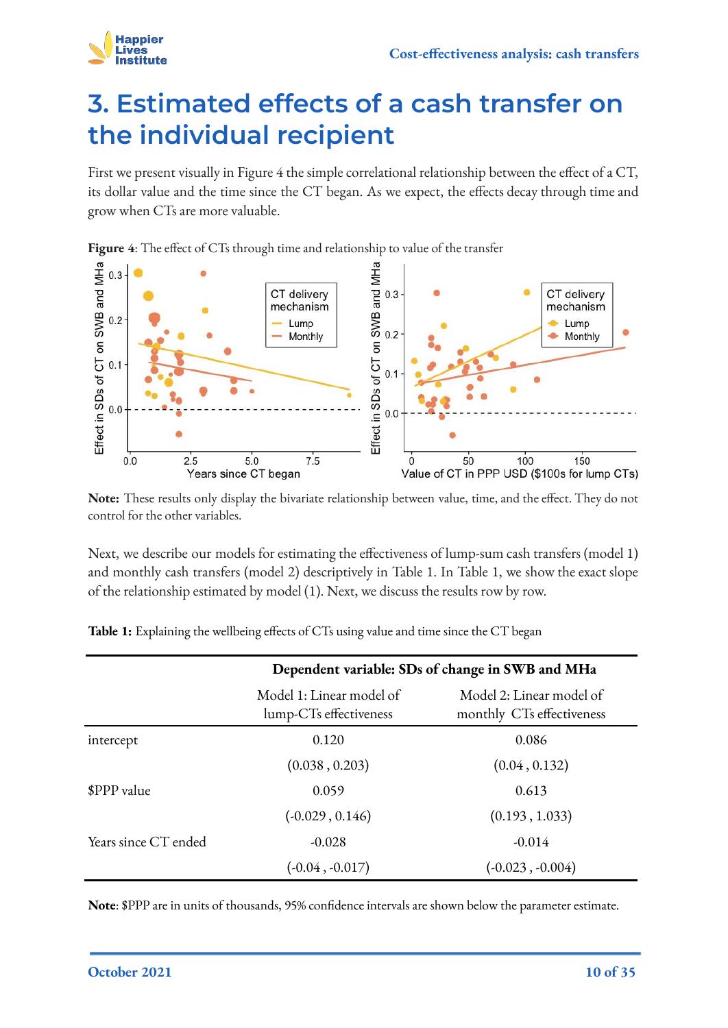# 3. Estimated effects of a cash transfer on the individual recipient

First we present visually in Figure 4 the simple correlational relationship between the effect of a CT, its dollar value and the time since the CT began. As we expect, the effects decay through time and grow when CTs are more valuable.

**Figure 4**: The effect of CTs through time and relationship to value of the transfer

**Note:** These results only display the bivariate relationship between value, time, and the effect. They do not control for the other variables.

Next, we describe our models for estimating the effectiveness of lump-sum cash transfers (model 1) and monthly cash transfers (model 2) descriptively in Table 1. In Table 1, we show the exact slope of the relationship estimated by model (1). Next, we discuss the results row by row.

**Table 1:** Explaining the wellbeing effects of CTs using value and time since the CT began

| | **Dependent variable: SDs of change in SWB and MHa** | |
|---|---|---|
| | Model 1: Linear model of lump-CTs effectiveness | Model 2: Linear model of monthly CTs effectiveness |
| intercept | 0.120 | 0.086 |
| | (0.038 , 0.203) | (0.04 , 0.132) |
| $PPP value | 0.059 | 0.613 |
| | (-0.029 , 0.146) | (0.193 , 1.033) |
| Years since CT ended | -0.028 | -0.014 |
| | (-0.04 , -0.017) | (-0.023 , -0.004) |

**Note**: $PPP are in units of thousands, 95% confidence intervals are shown below the parameter estimate.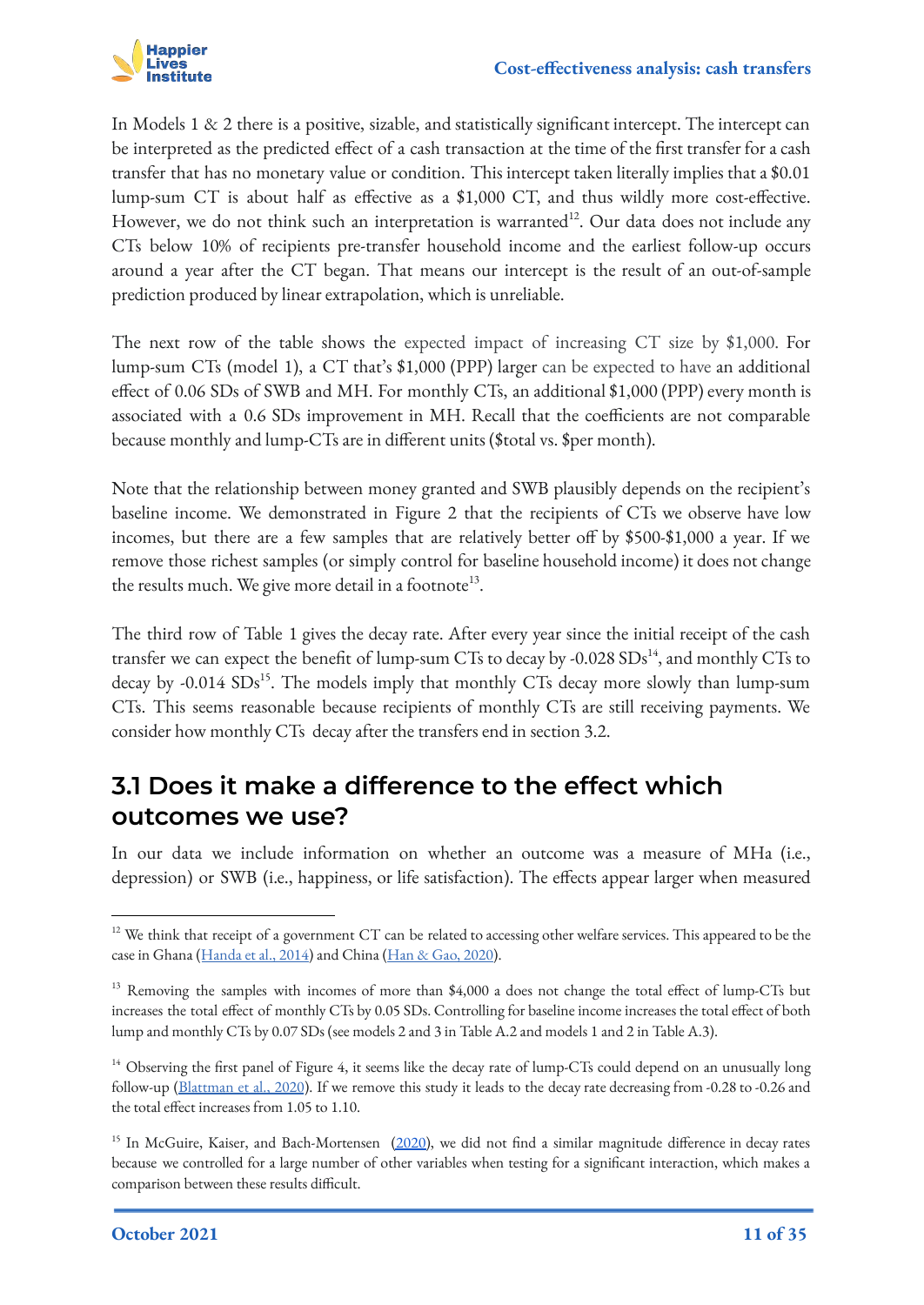In Models 1 & 2 there is a positive, sizable, and statistically significant intercept. The intercept can be interpreted as the predicted effect of a cash transaction at the time of the first transfer for a cash transfer that has no monetary value or condition. This intercept taken literally implies that a $0.01 lump-sum CT is about half as effective as a $1,000 CT, and thus wildly more cost-effective. However, we do not think such an interpretation is warranted[12]. Our data does not include any CTs below 10% of recipients pre-transfer household income and the earliest follow-up occurs around a year after the CT began. That means our intercept is the result of an out-of-sample prediction produced by linear extrapolation, which is unreliable.

The next row of the table shows the expected impact of increasing CT size by $1,000. For lump-sum CTs (model 1), a CT that's $1,000 (PPP) larger can be expected to have an additional effect of 0.06 SDs of SWB and MH. For monthly CTs, an additional $1,000 (PPP) every month is associated with a 0.6 SDs improvement in MH. Recall that the coefficients are not comparable because monthly and lump-CTs are in different units ($total vs. $per month).

Note that the relationship between money granted and SWB plausibly depends on the recipient's baseline income. We demonstrated in Figure 2 that the recipients of CTs we observe have low incomes, but there are a few samples that are relatively better off by $500-$1,000 a year. If we remove those richest samples (or simply control for baseline household income) it does not change the results much. We give more detail in a footnote[13].

The third row of Table 1 gives the decay rate. After every year since the initial receipt of the cash transfer we can expect the benefit of lump-sum CTs to decay by -0.028 SDs[14], and monthly CTs to decay by -0.014 SDs[15]. The models imply that monthly CTs decay more slowly than lump-sum CTs. This seems reasonable because recipients of monthly CTs are still receiving payments. We consider how monthly CTs decay after the transfers end in section 3.2.

## 3.1 Does it make a difference to the effect which outcomes we use?

In our data we include information on whether an outcome was a measure of MHa (i.e., depression) or SWB (i.e., happiness, or life satisfaction). The effects appear larger when measured

---

[12] We think that receipt of a government CT can be related to accessing other welfare services. This appeared to be the case in Ghana (Handa et al., 2014) and China (Han & Gao, 2020).

[13] Removing the samples with incomes of more than $4,000 a does not change the total effect of lump-CTs but increases the total effect of monthly CTs by 0.05 SDs. Controlling for baseline income increases the total effect of both lump and monthly CTs by 0.07 SDs (see models 2 and 3 in Table A.2 and models 1 and 2 in Table A.3).

[14] Observing the first panel of Figure 4, it seems like the decay rate of lump-CTs could depend on an unusually long follow-up (Blattman et al., 2020). If we remove this study it leads to the decay rate decreasing from -0.28 to -0.26 and the total effect increases from 1.05 to 1.10.

[15] In McGuire, Kaiser, and Bach-Mortensen (2020), we did not find a similar magnitude difference in decay rates because we controlled for a large number of other variables when testing for a significant interaction, which makes a comparison between these results difficult.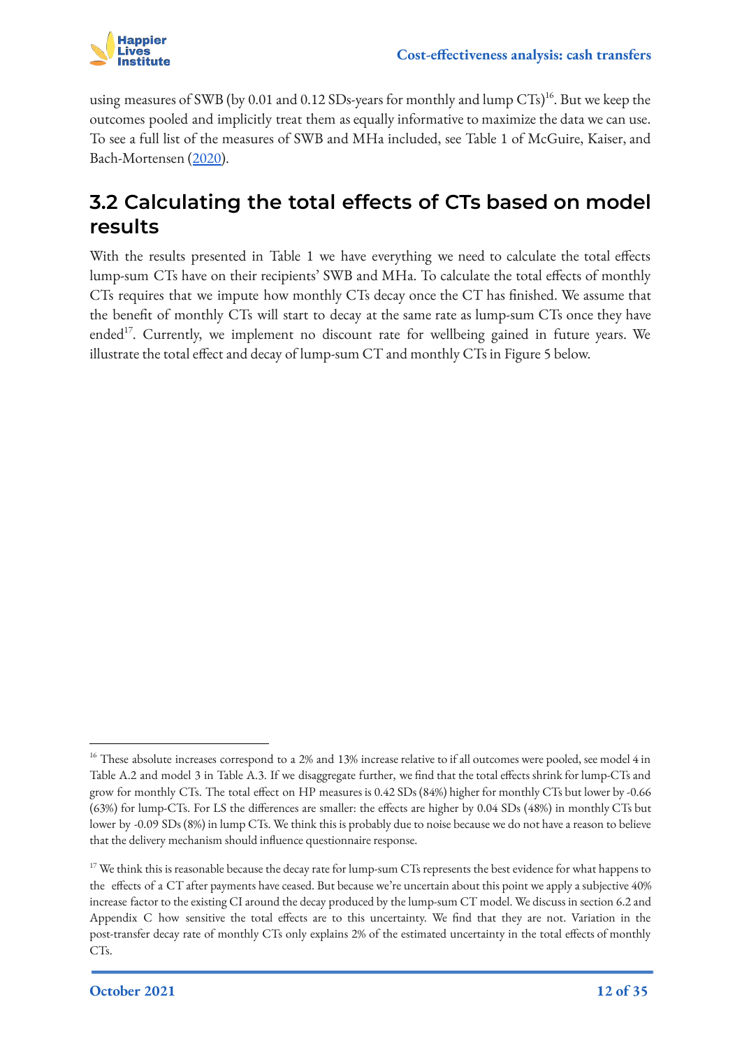using measures of SWB (by 0.01 and 0.12 SDs-years for monthly and lump CTs)[16]. But we keep the outcomes pooled and implicitly treat them as equally informative to maximize the data we can use. To see a full list of the measures of SWB and MHa included, see Table 1 of McGuire, Kaiser, and Bach-Mortensen (2020).

## 3.2 Calculating the total effects of CTs based on model results

With the results presented in Table 1 we have everything we need to calculate the total effects lump-sum CTs have on their recipients' SWB and MHa. To calculate the total effects of monthly CTs requires that we impute how monthly CTs decay once the CT has finished. We assume that the benefit of monthly CTs will start to decay at the same rate as lump-sum CTs once they have ended[17]. Currently, we implement no discount rate for wellbeing gained in future years. We illustrate the total effect and decay of lump-sum CT and monthly CTs in Figure 5 below.

---

[16] These absolute increases correspond to a 2% and 13% increase relative to if all outcomes were pooled, see model 4 in Table A.2 and model 3 in Table A.3. If we disaggregate further, we find that the total effects shrink for lump-CTs and grow for monthly CTs. The total effect on HP measures is 0.42 SDs (84%) higher for monthly CTs but lower by -0.66 (63%) for lump-CTs. For LS the differences are smaller: the effects are higher by 0.04 SDs (48%) in monthly CTs but lower by -0.09 SDs (8%) in lump CTs. We think this is probably due to noise because we do not have a reason to believe that the delivery mechanism should influence questionnaire response.

[17] We think this is reasonable because the decay rate for lump-sum CTs represents the best evidence for what happens to the effects of a CT after payments have ceased. But because we're uncertain about this point we apply a subjective 40% increase factor to the existing CI around the decay produced by the lump-sum CT model. We discuss in section 6.2 and Appendix C how sensitive the total effects are to this uncertainty. We find that they are not. Variation in the post-transfer decay rate of monthly CTs only explains 2% of the estimated uncertainty in the total effects of monthly CTs.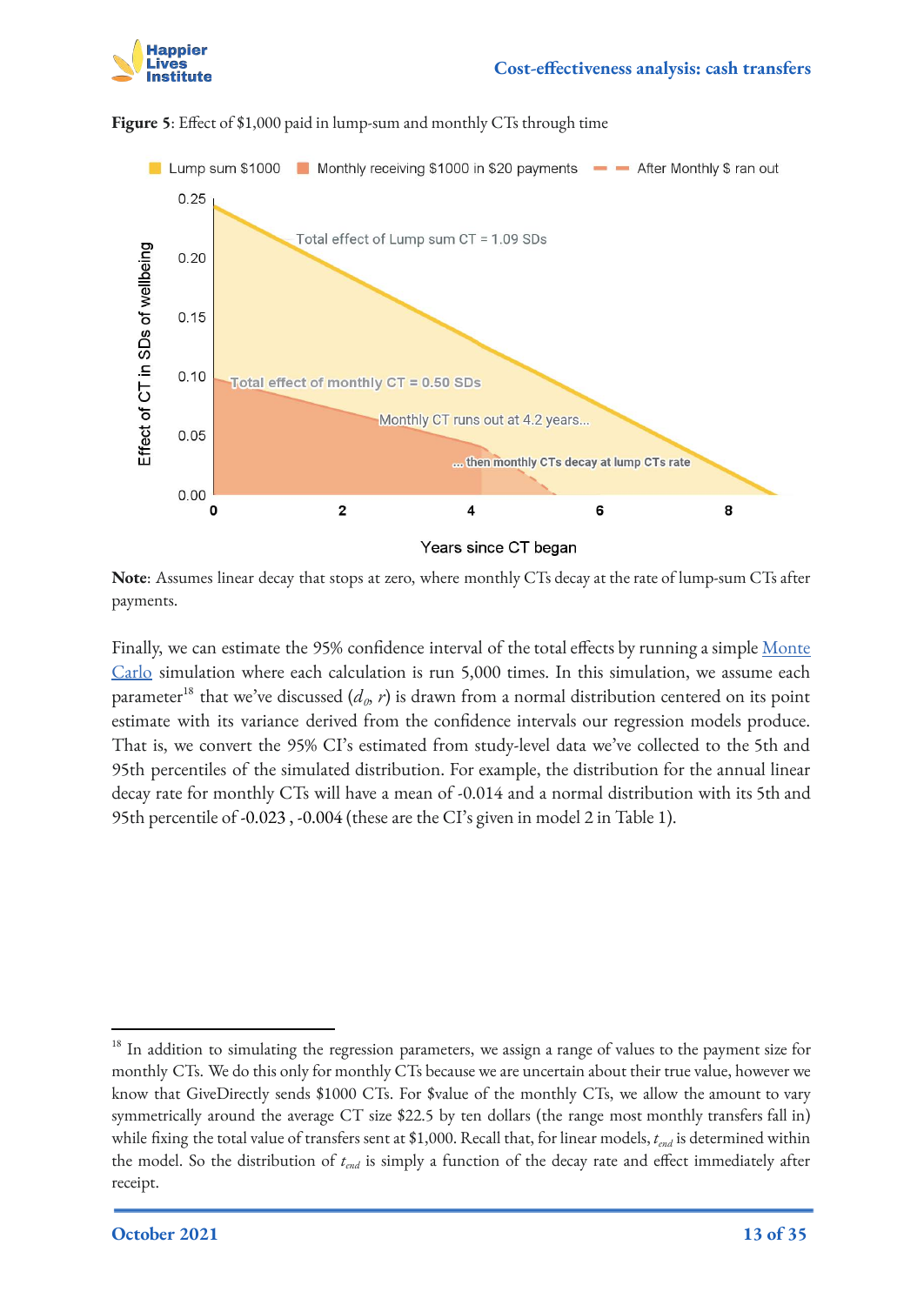**Figure 5**: Effect of $1,000 paid in lump-sum and monthly CTs through time

**Note**: Assumes linear decay that stops at zero, where monthly CTs decay at the rate of lump-sum CTs after payments.

Finally, we can estimate the 95% confidence interval of the total effects by running a simple Monte Carlo simulation where each calculation is run 5,000 times. In this simulation, we assume each parameter[18] that we've discussed ($d_0$, $r$) is drawn from a normal distribution centered on its point estimate with its variance derived from the confidence intervals our regression models produce. That is, we convert the 95% CI's estimated from study-level data we've collected to the 5th and 95th percentiles of the simulated distribution. For example, the distribution for the annual linear decay rate for monthly CTs will have a mean of -0.014 and a normal distribution with its 5th and 95th percentile of -0.023 , -0.004 (these are the CI's given in model 2 in Table 1).

---

[18] In addition to simulating the regression parameters, we assign a range of values to the payment size for monthly CTs. We do this only for monthly CTs because we are uncertain about their true value, however we know that GiveDirectly sends $1000 CTs. For $value of the monthly CTs, we allow the amount to vary symmetrically around the average CT size $22.5 by ten dollars (the range most monthly transfers fall in) while fixing the total value of transfers sent at $1,000. Recall that, for linear models, $t_{end}$ is determined within the model. So the distribution of $t_{end}$ is simply a function of the decay rate and effect immediately after receipt.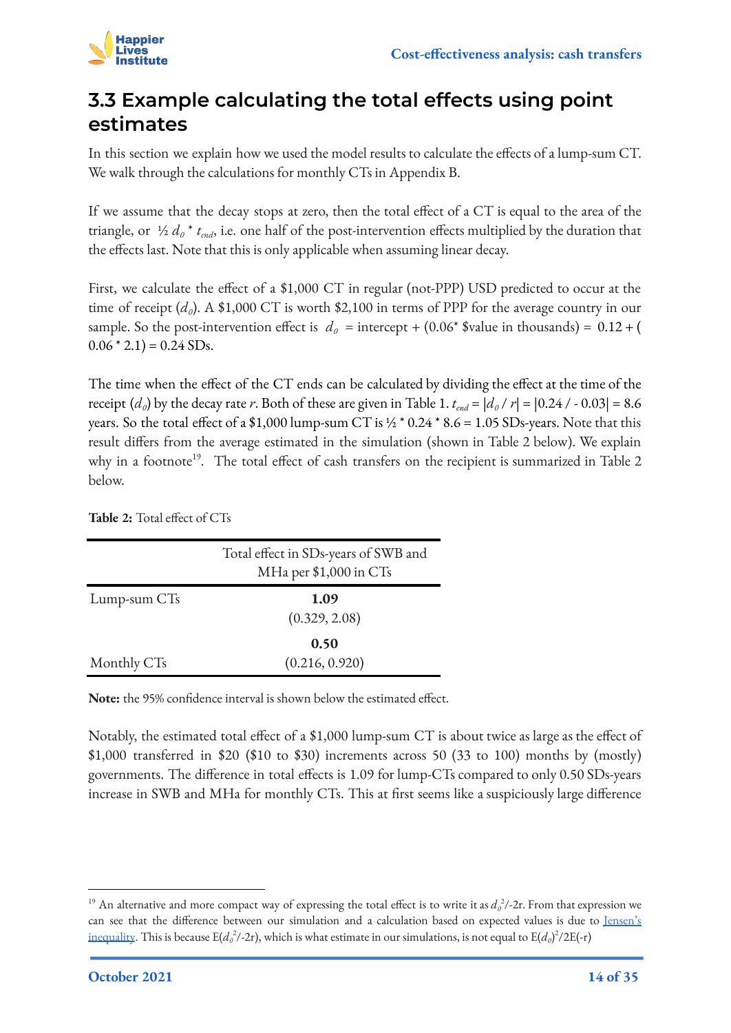## 3.3 Example calculating the total effects using point estimates

In this section we explain how we used the model results to calculate the effects of a lump-sum CT. We walk through the calculations for monthly CTs in Appendix B.

If we assume that the decay stops at zero, then the total effect of a CT is equal to the area of the triangle, or ½ $d_0$ * $t_{end}$, i.e. one half of the post-intervention effects multiplied by the duration that the effects last. Note that this is only applicable when assuming linear decay.

First, we calculate the effect of a $1,000 CT in regular (not-PPP) USD predicted to occur at the time of receipt ($d_0$). A $1,000 CT is worth $2,100 in terms of PPP for the average country in our sample. So the post-intervention effect is $d_0$ = intercept + (0.06* $value in thousands) = 0.12 + ( 0.06 * 2.1) = 0.24 SDs.

The time when the effect of the CT ends can be calculated by dividing the effect at the time of the receipt ($d_0$) by the decay rate $r$. Both of these are given in Table 1. $t_{end} = |d_0 / r| = |0.24 / -0.03| = 8.6$ years. So the total effect of a $1,000 lump-sum CT is ½ * 0.24 * 8.6 = 1.05 SDs-years. Note that this result differs from the average estimated in the simulation (shown in Table 2 below). We explain why in a footnote[19]. The total effect of cash transfers on the recipient is summarized in Table 2 below.

**Table 2:** Total effect of CTs

| | Total effect in SDs-years of SWB and MHa per $1,000 in CTs |
|---|---|
| Lump-sum CTs | **1.09**<br>(0.329, 2.08) |
| Monthly CTs | **0.50**<br>(0.216, 0.920) |

**Note:** the 95% confidence interval is shown below the estimated effect.

Notably, the estimated total effect of a $1,000 lump-sum CT is about twice as large as the effect of $1,000 transferred in $20 ($10 to $30) increments across 50 (33 to 100) months by (mostly) governments. The difference in total effects is 1.09 for lump-CTs compared to only 0.50 SDs-years increase in SWB and MHa for monthly CTs. This at first seems like a suspiciously large difference

---

[19] An alternative and more compact way of expressing the total effect is to write it as $d_0^2/-2r$. From that expression we can see that the difference between our simulation and a calculation based on expected values is due to Jensen's inequality. This is because $E(d_0^2/-2r)$, which is what estimate in our simulations, is not equal to $E(d_0)^2/2E(-r)$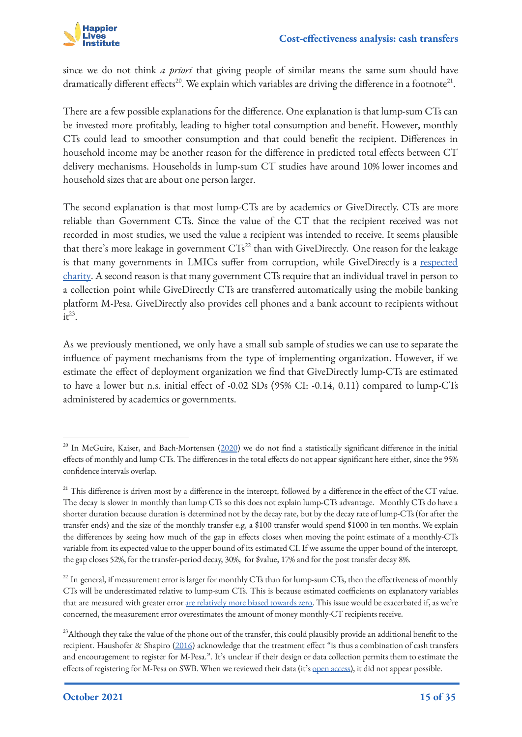since we do not think *a priori* that giving people of similar means the same sum should have dramatically different effects[20]. We explain which variables are driving the difference in a footnote[21].

There are a few possible explanations for the difference. One explanation is that lump-sum CTs can be invested more profitably, leading to higher total consumption and benefit. However, monthly CTs could lead to smoother consumption and that could benefit the recipient. Differences in household income may be another reason for the difference in predicted total effects between CT delivery mechanisms. Households in lump-sum CT studies have around 10% lower incomes and household sizes that are about one person larger.

The second explanation is that most lump-CTs are by academics or GiveDirectly. CTs are more reliable than Government CTs. Since the value of the CT that the recipient received was not recorded in most studies, we used the value a recipient was intended to receive. It seems plausible that there's more leakage in government CTs[22] than with GiveDirectly. One reason for the leakage is that many governments in LMICs suffer from corruption, while GiveDirectly is a [respected charity](). A second reason is that many government CTs require that an individual travel in person to a collection point while GiveDirectly CTs are transferred automatically using the mobile banking platform M-Pesa. GiveDirectly also provides cell phones and a bank account to recipients without it[23].

As we previously mentioned, we only have a small sub sample of studies we can use to separate the influence of payment mechanisms from the type of implementing organization. However, if we estimate the effect of deployment organization we find that GiveDirectly lump-CTs are estimated to have a lower but n.s. initial effect of -0.02 SDs (95% CI: -0.14, 0.11) compared to lump-CTs administered by academics or governments.

---

[20] In McGuire, Kaiser, and Bach-Mortensen ([2020]()) we do not find a statistically significant difference in the initial effects of monthly and lump CTs. The differences in the total effects do not appear significant here either, since the 95% confidence intervals overlap.

[21] This difference is driven most by a difference in the intercept, followed by a difference in the effect of the CT value. The decay is slower in monthly than lump CTs so this does not explain lump-CTs advantage. Monthly CTs do have a shorter duration because duration is determined not by the decay rate, but by the decay rate of lump-CTs (for after the transfer ends) and the size of the monthly transfer e.g, a $100 transfer would spend $1000 in ten months. We explain the differences by seeing how much of the gap in effects closes when moving the point estimate of a monthly-CTs variable from its expected value to the upper bound of its estimated CI. If we assume the upper bound of the intercept, the gap closes 52%, for the transfer-period decay, 30%, for $value, 17% and for the post transfer decay 8%.

[22] In general, if measurement error is larger for monthly CTs than for lump-sum CTs, then the effectiveness of monthly CTs will be underestimated relative to lump-sum CTs. This is because estimated coefficients on explanatory variables that are measured with greater error [are relatively more biased towards zero](). This issue would be exacerbated if, as we're concerned, the measurement error overestimates the amount of money monthly-CT recipients receive.

[23] Although they take the value of the phone out of the transfer, this could plausibly provide an additional benefit to the recipient. Haushofer & Shapiro ([2016]()) acknowledge that the treatment effect "is thus a combination of cash transfers and encouragement to register for M-Pesa.". It's unclear if their design or data collection permits them to estimate the effects of registering for M-Pesa on SWB. When we reviewed their data (it's [open access]()), it did not appear possible.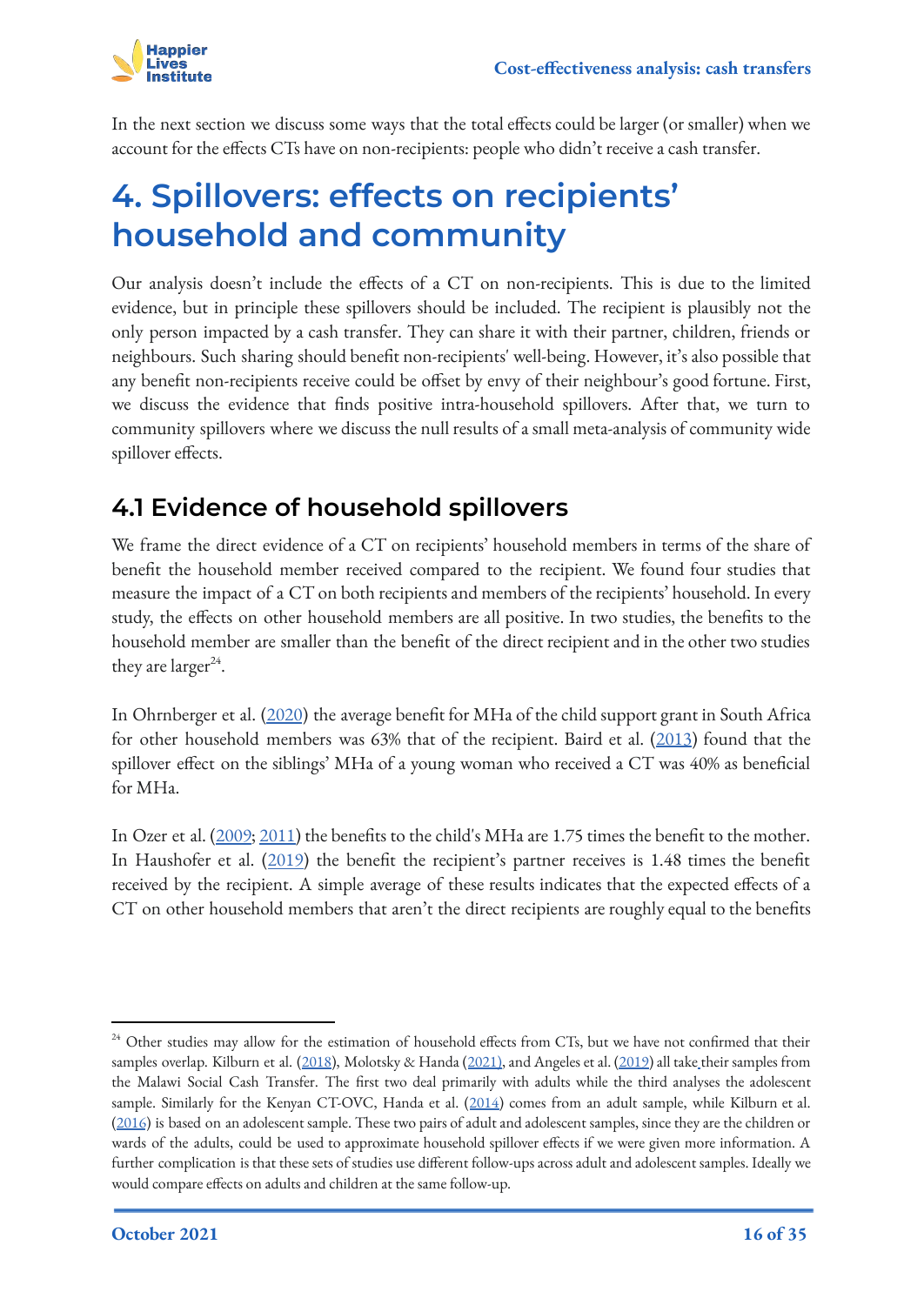In the next section we discuss some ways that the total effects could be larger (or smaller) when we account for the effects CTs have on non-recipients: people who didn't receive a cash transfer.

# 4. Spillovers: effects on recipients' household and community

Our analysis doesn't include the effects of a CT on non-recipients. This is due to the limited evidence, but in principle these spillovers should be included. The recipient is plausibly not the only person impacted by a cash transfer. They can share it with their partner, children, friends or neighbours. Such sharing should benefit non-recipients' well-being. However, it's also possible that any benefit non-recipients receive could be offset by envy of their neighbour's good fortune. First, we discuss the evidence that finds positive intra-household spillovers. After that, we turn to community spillovers where we discuss the null results of a small meta-analysis of community wide spillover effects.

## 4.1 Evidence of household spillovers

We frame the direct evidence of a CT on recipients' household members in terms of the share of benefit the household member received compared to the recipient. We found four studies that measure the impact of a CT on both recipients and members of the recipients' household. In every study, the effects on other household members are all positive. In two studies, the benefits to the household member are smaller than the benefit of the direct recipient and in the other two studies they are larger[24].

In Ohrnberger et al. (2020) the average benefit for MHa of the child support grant in South Africa for other household members was 63% that of the recipient. Baird et al. (2013) found that the spillover effect on the siblings' MHa of a young woman who received a CT was 40% as beneficial for MHa.

In Ozer et al. (2009; 2011) the benefits to the child's MHa are 1.75 times the benefit to the mother. In Haushofer et al. (2019) the benefit the recipient's partner receives is 1.48 times the benefit received by the recipient. A simple average of these results indicates that the expected effects of a CT on other household members that aren't the direct recipients are roughly equal to the benefits

---

[24] Other studies may allow for the estimation of household effects from CTs, but we have not confirmed that their samples overlap. Kilburn et al. (2018), Molotsky & Handa (2021), and Angeles et al. (2019) all take their samples from the Malawi Social Cash Transfer. The first two deal primarily with adults while the third analyses the adolescent sample. Similarly for the Kenyan CT-OVC, Handa et al. (2014) comes from an adult sample, while Kilburn et al. (2016) is based on an adolescent sample. These two pairs of adult and adolescent samples, since they are the children or wards of the adults, could be used to approximate household spillover effects if we were given more information. A further complication is that these sets of studies use different follow-ups across adult and adolescent samples. Ideally we would compare effects on adults and children at the same follow-up.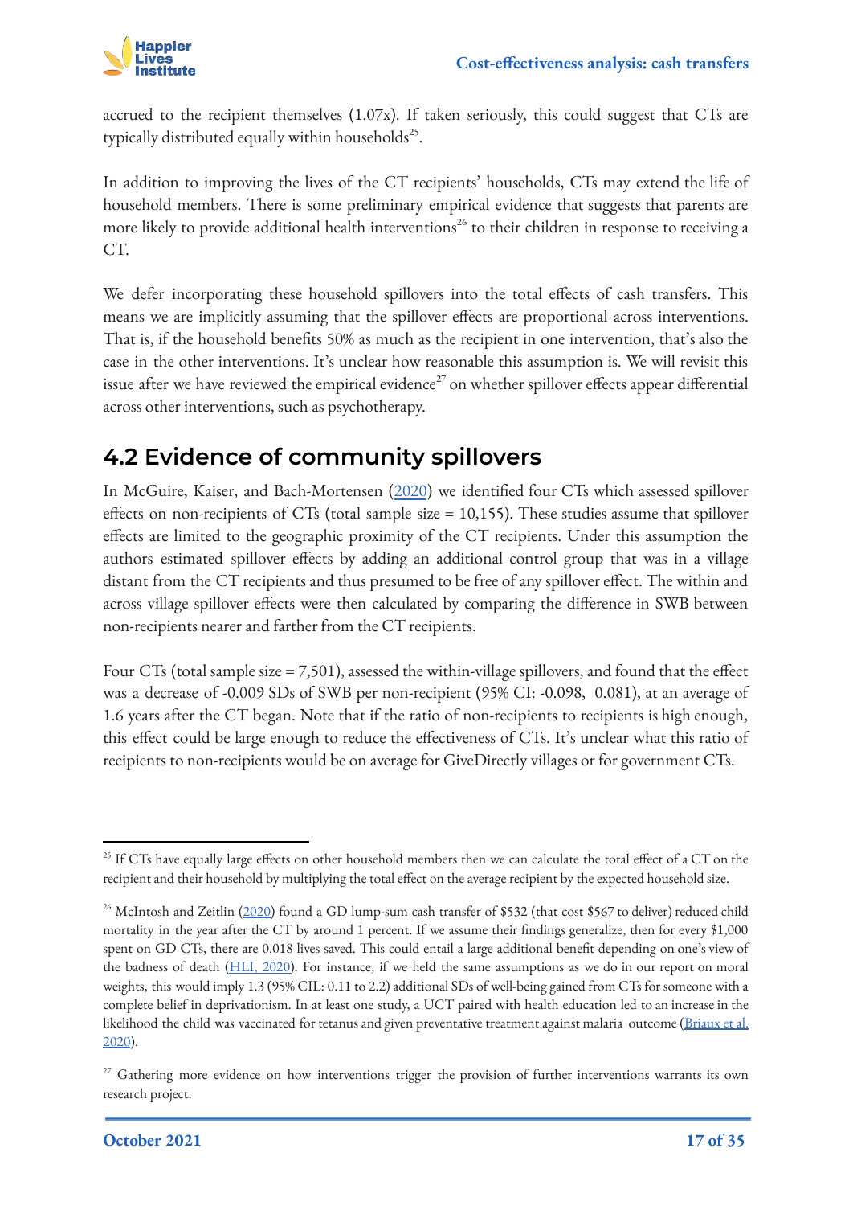accrued to the recipient themselves (1.07x). If taken seriously, this could suggest that CTs are typically distributed equally within households[25].

In addition to improving the lives of the CT recipients' households, CTs may extend the life of household members. There is some preliminary empirical evidence that suggests that parents are more likely to provide additional health interventions[26] to their children in response to receiving a CT.

We defer incorporating these household spillovers into the total effects of cash transfers. This means we are implicitly assuming that the spillover effects are proportional across interventions. That is, if the household benefits 50% as much as the recipient in one intervention, that's also the case in the other interventions. It's unclear how reasonable this assumption is. We will revisit this issue after we have reviewed the empirical evidence[27] on whether spillover effects appear differential across other interventions, such as psychotherapy.

## 4.2 Evidence of community spillovers

In McGuire, Kaiser, and Bach-Mortensen (2020) we identified four CTs which assessed spillover effects on non-recipients of CTs (total sample size = 10,155). These studies assume that spillover effects are limited to the geographic proximity of the CT recipients. Under this assumption the authors estimated spillover effects by adding an additional control group that was in a village distant from the CT recipients and thus presumed to be free of any spillover effect. The within and across village spillover effects were then calculated by comparing the difference in SWB between non-recipients nearer and farther from the CT recipients.

Four CTs (total sample size = 7,501), assessed the within-village spillovers, and found that the effect was a decrease of -0.009 SDs of SWB per non-recipient (95% CI: -0.098, 0.081), at an average of 1.6 years after the CT began. Note that if the ratio of non-recipients to recipients is high enough, this effect could be large enough to reduce the effectiveness of CTs. It's unclear what this ratio of recipients to non-recipients would be on average for GiveDirectly villages or for government CTs.

---

[25] If CTs have equally large effects on other household members then we can calculate the total effect of a CT on the recipient and their household by multiplying the total effect on the average recipient by the expected household size.

[26] McIntosh and Zeitlin (2020) found a GD lump-sum cash transfer of $532 (that cost $567 to deliver) reduced child mortality in the year after the CT by around 1 percent. If we assume their findings generalize, then for every $1,000 spent on GD CTs, there are 0.018 lives saved. This could entail a large additional benefit depending on one's view of the badness of death (HLI, 2020). For instance, if we held the same assumptions as we do in our report on moral weights, this would imply 1.3 (95% CIL: 0.11 to 2.2) additional SDs of well-being gained from CTs for someone with a complete belief in deprivationism. In at least one study, a UCT paired with health education led to an increase in the likelihood the child was vaccinated for tetanus and given preventative treatment against malaria outcome (Briaux et al. 2020).

[27] Gathering more evidence on how interventions trigger the provision of further interventions warrants its own research project.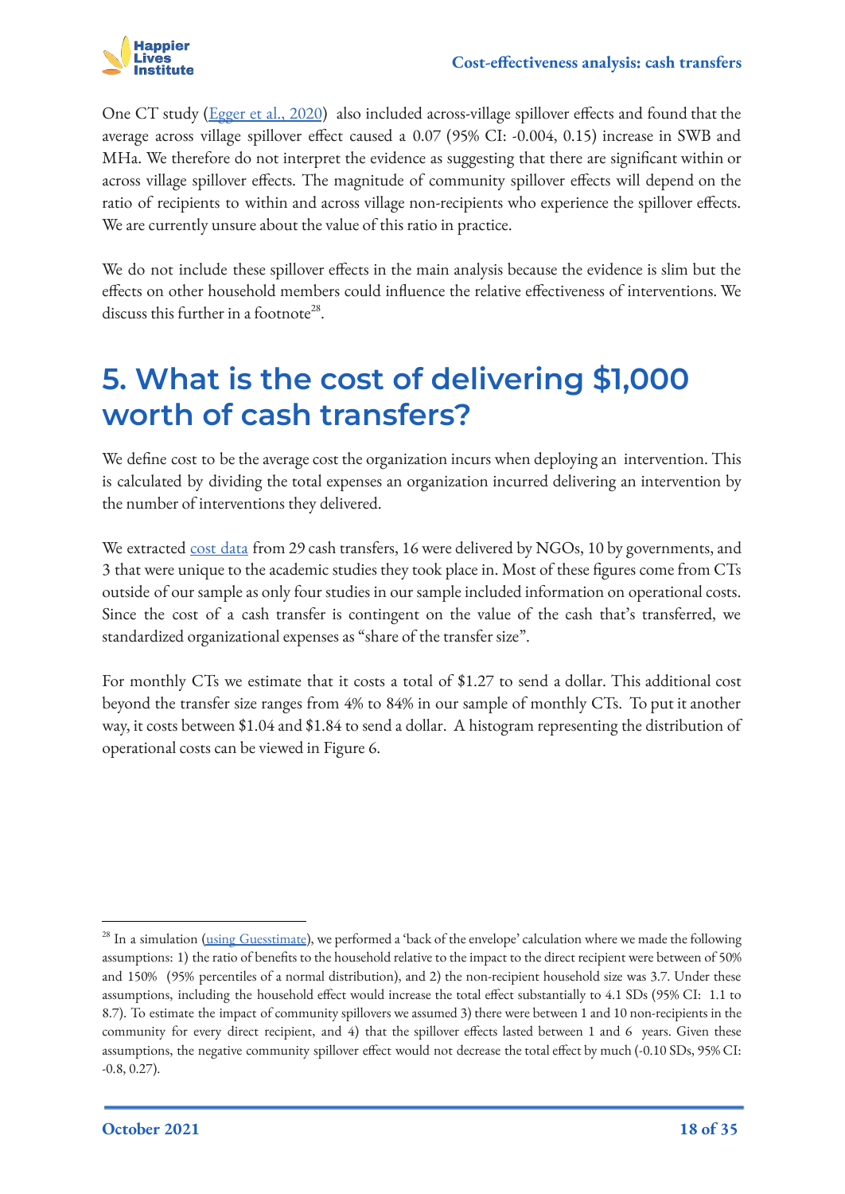One CT study (Egger et al., 2020) also included across-village spillover effects and found that the average across village spillover effect caused a 0.07 (95% CI: -0.004, 0.15) increase in SWB and MHa. We therefore do not interpret the evidence as suggesting that there are significant within or across village spillover effects. The magnitude of community spillover effects will depend on the ratio of recipients to within and across village non-recipients who experience the spillover effects. We are currently unsure about the value of this ratio in practice.

We do not include these spillover effects in the main analysis because the evidence is slim but the effects on other household members could influence the relative effectiveness of interventions. We discuss this further in a footnote[28].

# 5. What is the cost of delivering $1,000 worth of cash transfers?

We define cost to be the average cost the organization incurs when deploying an intervention. This is calculated by dividing the total expenses an organization incurred delivering an intervention by the number of interventions they delivered.

We extracted cost data from 29 cash transfers, 16 were delivered by NGOs, 10 by governments, and 3 that were unique to the academic studies they took place in. Most of these figures come from CTs outside of our sample as only four studies in our sample included information on operational costs. Since the cost of a cash transfer is contingent on the value of the cash that's transferred, we standardized organizational expenses as "share of the transfer size".

For monthly CTs we estimate that it costs a total of $1.27 to send a dollar. This additional cost beyond the transfer size ranges from 4% to 84% in our sample of monthly CTs. To put it another way, it costs between $1.04 and $1.84 to send a dollar. A histogram representing the distribution of operational costs can be viewed in Figure 6.

---

[28] In a simulation (using Guesstimate), we performed a 'back of the envelope' calculation where we made the following assumptions: 1) the ratio of benefits to the household relative to the impact to the direct recipient were between of 50% and 150% (95% percentiles of a normal distribution), and 2) the non-recipient household size was 3.7. Under these assumptions, including the household effect would increase the total effect substantially to 4.1 SDs (95% CI: 1.1 to 8.7). To estimate the impact of community spillovers we assumed 3) there were between 1 and 10 non-recipients in the community for every direct recipient, and 4) that the spillover effects lasted between 1 and 6 years. Given these assumptions, the negative community spillover effect would not decrease the total effect by much (-0.10 SDs, 95% CI: -0.8, 0.27).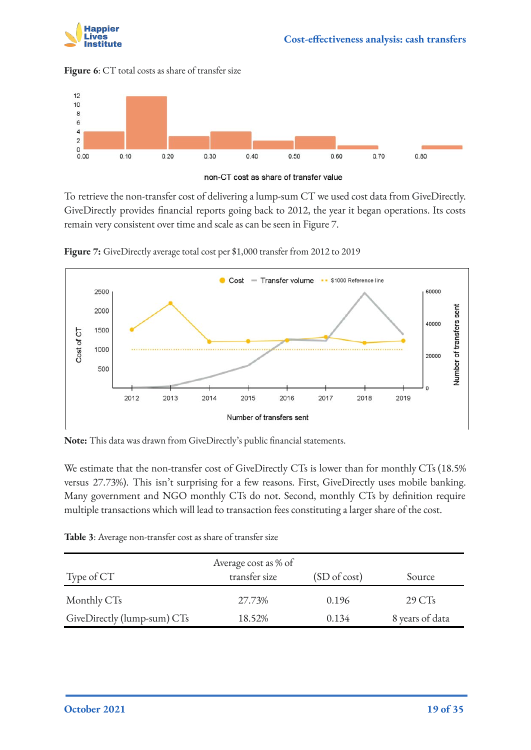**Figure 6**: CT total costs as share of transfer size

To retrieve the non-transfer cost of delivering a lump-sum CT we used cost data from GiveDirectly. GiveDirectly provides financial reports going back to 2012, the year it began operations. Its costs remain very consistent over time and scale as can be seen in Figure 7.

**Figure 7:** GiveDirectly average total cost per $1,000 transfer from 2012 to 2019

**Note:** This data was drawn from GiveDirectly's public financial statements.

We estimate that the non-transfer cost of GiveDirectly CTs is lower than for monthly CTs (18.5% versus 27.73%). This isn't surprising for a few reasons. First, GiveDirectly uses mobile banking. Many government and NGO monthly CTs do not. Second, monthly CTs by definition require multiple transactions which will lead to transaction fees constituting a larger share of the cost.

**Table 3**: Average non-transfer cost as share of transfer size

| Type of CT | Average cost as % of transfer size | (SD of cost) | Source |
|---|---|---|---|
| Monthly CTs | 27.73% | 0.196 | 29 CTs |
| GiveDirectly (lump-sum) CTs | 18.52% | 0.134 | 8 years of data |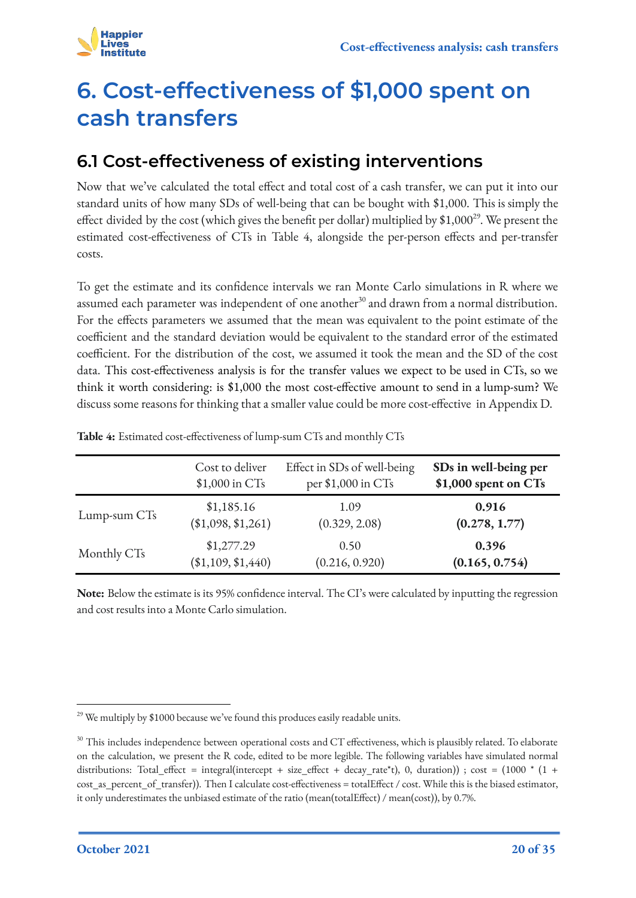# 6. Cost-effectiveness of $1,000 spent on cash transfers

## 6.1 Cost-effectiveness of existing interventions

Now that we've calculated the total effect and total cost of a cash transfer, we can put it into our standard units of how many SDs of well-being that can be bought with $1,000. This is simply the effect divided by the cost (which gives the benefit per dollar) multiplied by $1,000[29]. We present the estimated cost-effectiveness of CTs in Table 4, alongside the per-person effects and per-transfer costs.

To get the estimate and its confidence intervals we ran Monte Carlo simulations in R where we assumed each parameter was independent of one another[30] and drawn from a normal distribution. For the effects parameters we assumed that the mean was equivalent to the point estimate of the coefficient and the standard deviation would be equivalent to the standard error of the estimated coefficient. For the distribution of the cost, we assumed it took the mean and the SD of the cost data. This cost-effectiveness analysis is for the transfer values we expect to be used in CTs, so we think it worth considering: is $1,000 the most cost-effective amount to send in a lump-sum? We discuss some reasons for thinking that a smaller value could be more cost-effective in Appendix D.

**Table 4:** Estimated cost-effectiveness of lump-sum CTs and monthly CTs

| | Cost to deliver $1,000 in CTs | Effect in SDs of well-being per $1,000 in CTs | **SDs in well-being per $1,000 spent on CTs** |
|---|---|---|---|
| Lump-sum CTs | $1,185.16<br>($1,098, $1,261) | 1.09<br>(0.329, 2.08) | **0.916**<br>**(0.278, 1.77)** |
| Monthly CTs | $1,277.29<br>($1,109, $1,440) | 0.50<br>(0.216, 0.920) | **0.396**<br>**(0.165, 0.754)** |

**Note:** Below the estimate is its 95% confidence interval. The CI's were calculated by inputting the regression and cost results into a Monte Carlo simulation.

---

[29] We multiply by $1000 because we've found this produces easily readable units.

[30] This includes independence between operational costs and CT effectiveness, which is plausibly related. To elaborate on the calculation, we present the R code, edited to be more legible. The following variables have simulated normal distributions: Total_effect = integral(intercept + size_effect + decay_rate*t), 0, duration)) ; cost = (1000 * (1 + cost_as_percent_of_transfer)). Then I calculate cost-effectiveness = totalEffect / cost. While this is the biased estimator, it only underestimates the unbiased estimate of the ratio (mean(totalEffect) / mean(cost)), by 0.7%.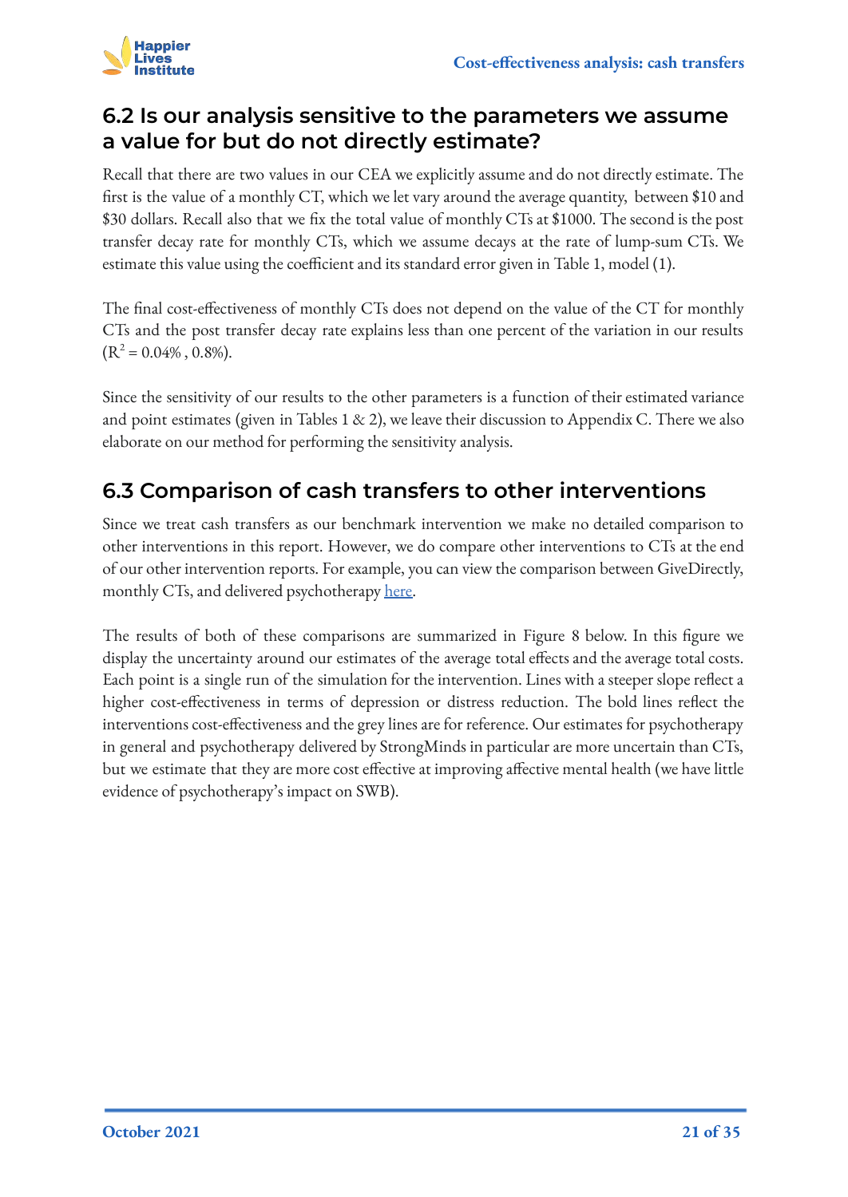## 6.2 Is our analysis sensitive to the parameters we assume a value for but do not directly estimate?

Recall that there are two values in our CEA we explicitly assume and do not directly estimate. The first is the value of a monthly CT, which we let vary around the average quantity, between $10 and $30 dollars. Recall also that we fix the total value of monthly CTs at $1000. The second is the post transfer decay rate for monthly CTs, which we assume decays at the rate of lump-sum CTs. We estimate this value using the coefficient and its standard error given in Table 1, model (1).

The final cost-effectiveness of monthly CTs does not depend on the value of the CT for monthly CTs and the post transfer decay rate explains less than one percent of the variation in our results ($R^2$ = 0.04% , 0.8%).

Since the sensitivity of our results to the other parameters is a function of their estimated variance and point estimates (given in Tables 1 & 2), we leave their discussion to Appendix C. There we also elaborate on our method for performing the sensitivity analysis.

## 6.3 Comparison of cash transfers to other interventions

Since we treat cash transfers as our benchmark intervention we make no detailed comparison to other interventions in this report. However, we do compare other interventions to CTs at the end of our other intervention reports. For example, you can view the comparison between GiveDirectly, monthly CTs, and delivered psychotherapy [here](#).

The results of both of these comparisons are summarized in Figure 8 below. In this figure we display the uncertainty around our estimates of the average total effects and the average total costs. Each point is a single run of the simulation for the intervention. Lines with a steeper slope reflect a higher cost-effectiveness in terms of depression or distress reduction. The bold lines reflect the interventions cost-effectiveness and the grey lines are for reference. Our estimates for psychotherapy in general and psychotherapy delivered by StrongMinds in particular are more uncertain than CTs, but we estimate that they are more cost effective at improving affective mental health (we have little evidence of psychotherapy's impact on SWB).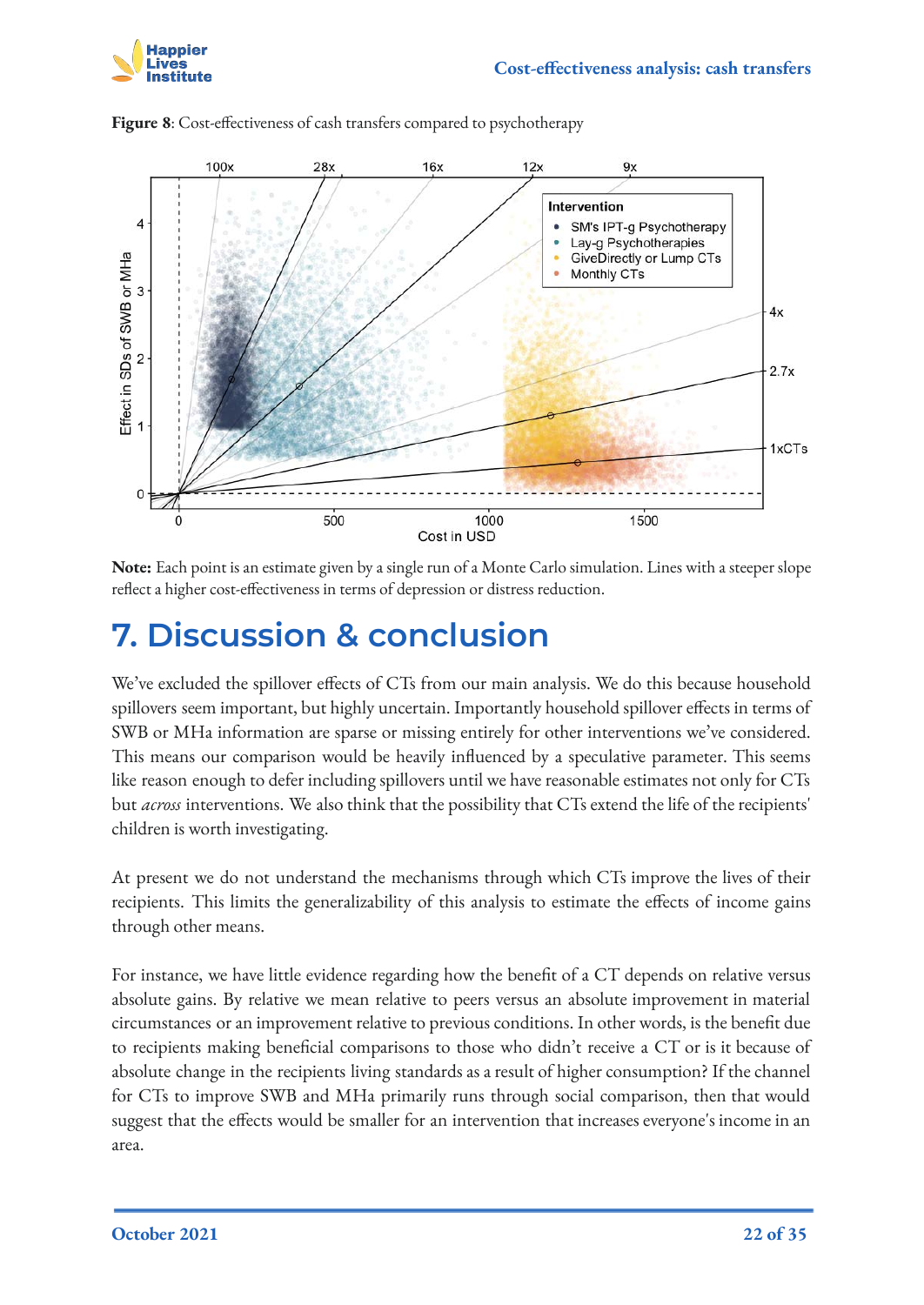**Figure 8**: Cost-effectiveness of cash transfers compared to psychotherapy

**Note:** Each point is an estimate given by a single run of a Monte Carlo simulation. Lines with a steeper slope reflect a higher cost-effectiveness in terms of depression or distress reduction.

# 7. Discussion & conclusion

We've excluded the spillover effects of CTs from our main analysis. We do this because household spillovers seem important, but highly uncertain. Importantly household spillover effects in terms of SWB or MHa information are sparse or missing entirely for other interventions we've considered. This means our comparison would be heavily influenced by a speculative parameter. This seems like reason enough to defer including spillovers until we have reasonable estimates not only for CTs but *across* interventions. We also think that the possibility that CTs extend the life of the recipients' children is worth investigating.

At present we do not understand the mechanisms through which CTs improve the lives of their recipients. This limits the generalizability of this analysis to estimate the effects of income gains through other means.

For instance, we have little evidence regarding how the benefit of a CT depends on relative versus absolute gains. By relative we mean relative to peers versus an absolute improvement in material circumstances or an improvement relative to previous conditions. In other words, is the benefit due to recipients making beneficial comparisons to those who didn't receive a CT or is it because of absolute change in the recipients living standards as a result of higher consumption? If the channel for CTs to improve SWB and MHa primarily runs through social comparison, then that would suggest that the effects would be smaller for an intervention that increases everyone's income in an area.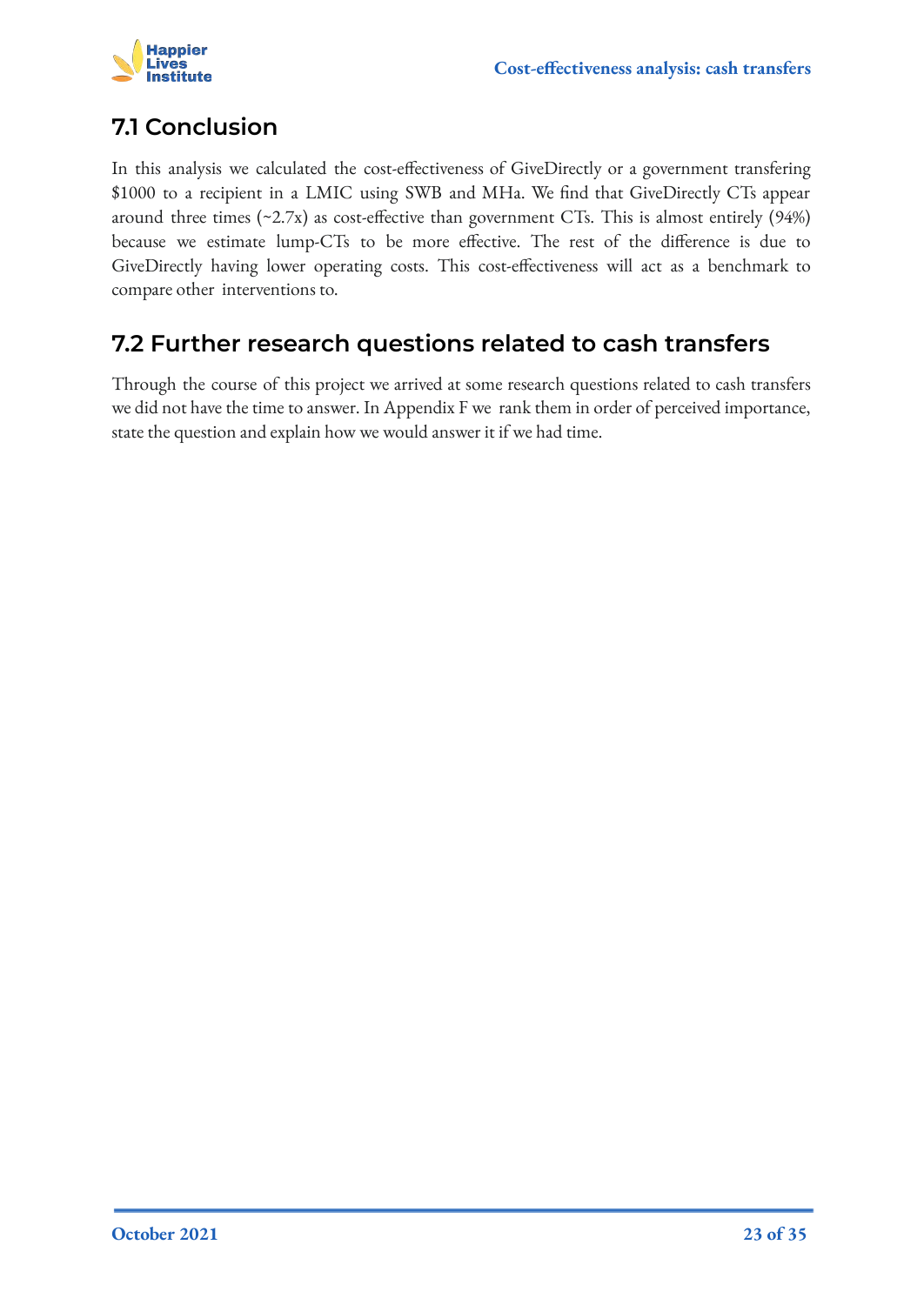## 7.1 Conclusion

In this analysis we calculated the cost-effectiveness of GiveDirectly or a government transfering $1000 to a recipient in a LMIC using SWB and MHa. We find that GiveDirectly CTs appear around three times (~2.7x) as cost-effective than government CTs. This is almost entirely (94%) because we estimate lump-CTs to be more effective. The rest of the difference is due to GiveDirectly having lower operating costs. This cost-effectiveness will act as a benchmark to compare other interventions to.

## 7.2 Further research questions related to cash transfers

Through the course of this project we arrived at some research questions related to cash transfers we did not have the time to answer. In Appendix F we rank them in order of perceived importance, state the question and explain how we would answer it if we had time.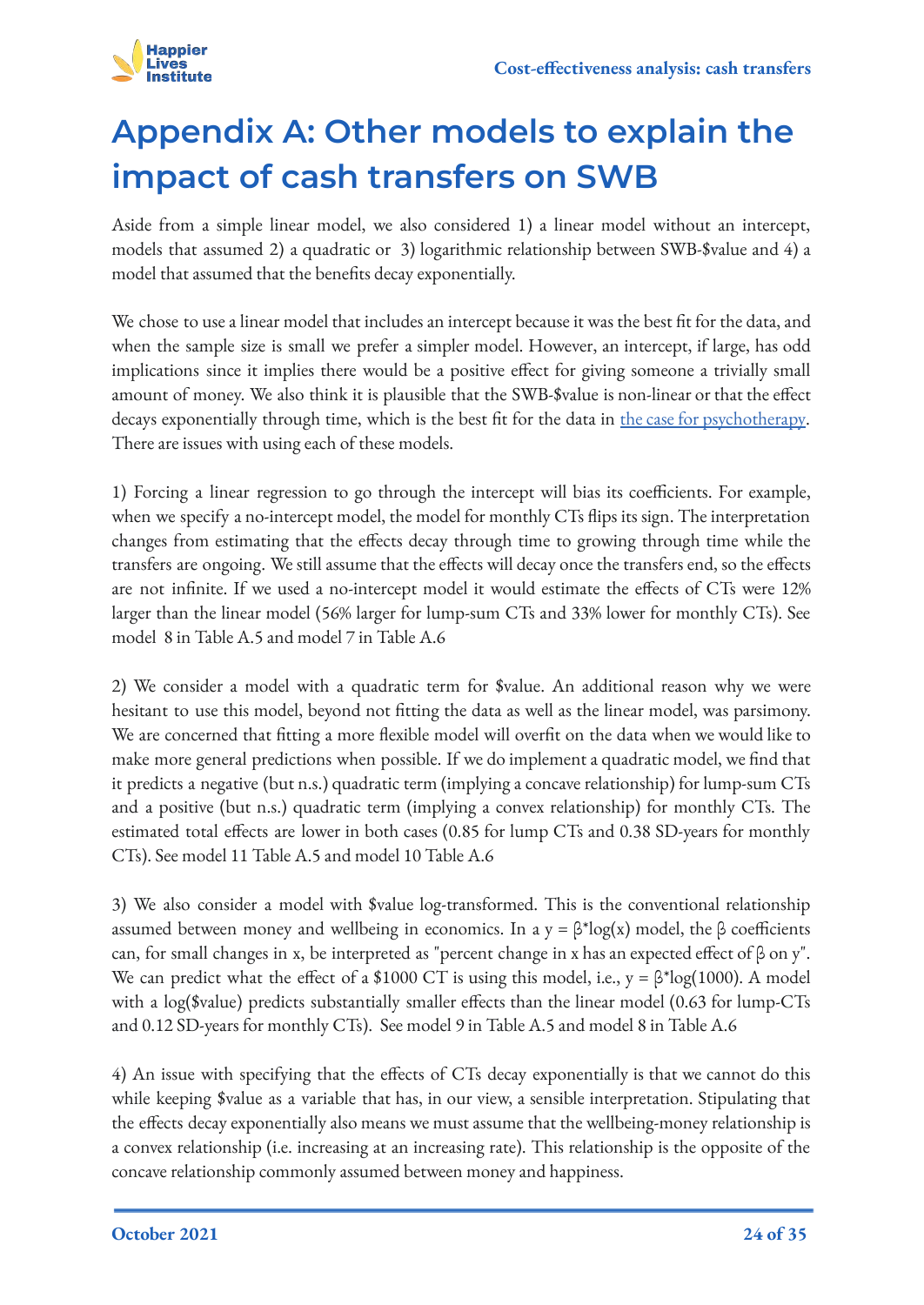# Appendix A: Other models to explain the impact of cash transfers on SWB

Aside from a simple linear model, we also considered 1) a linear model without an intercept, models that assumed 2) a quadratic or 3) logarithmic relationship between SWB-$value and 4) a model that assumed that the benefits decay exponentially.

We chose to use a linear model that includes an intercept because it was the best fit for the data, and when the sample size is small we prefer a simpler model. However, an intercept, if large, has odd implications since it implies there would be a positive effect for giving someone a trivially small amount of money. We also think it is plausible that the SWB-$value is non-linear or that the effect decays exponentially through time, which is the best fit for the data in [the case for psychotherapy](). There are issues with using each of these models.

1) Forcing a linear regression to go through the intercept will bias its coefficients. For example, when we specify a no-intercept model, the model for monthly CTs flips its sign. The interpretation changes from estimating that the effects decay through time to growing through time while the transfers are ongoing. We still assume that the effects will decay once the transfers end, so the effects are not infinite. If we used a no-intercept model it would estimate the effects of CTs were 12% larger than the linear model (56% larger for lump-sum CTs and 33% lower for monthly CTs). See model 8 in Table A.5 and model 7 in Table A.6

2) We consider a model with a quadratic term for $value. An additional reason why we were hesitant to use this model, beyond not fitting the data as well as the linear model, was parsimony. We are concerned that fitting a more flexible model will overfit on the data when we would like to make more general predictions when possible. If we do implement a quadratic model, we find that it predicts a negative (but n.s.) quadratic term (implying a concave relationship) for lump-sum CTs and a positive (but n.s.) quadratic term (implying a convex relationship) for monthly CTs. The estimated total effects are lower in both cases (0.85 for lump CTs and 0.38 SD-years for monthly CTs). See model 11 Table A.5 and model 10 Table A.6

3) We also consider a model with $value log-transformed. This is the conventional relationship assumed between money and wellbeing in economics. In a $y = \beta^*\log(x)$ model, the $\beta$ coefficients can, for small changes in x, be interpreted as "percent change in x has an expected effect of $\beta$ on y". We can predict what the effect of a $1000 CT is using this model, i.e., $y = \beta^*\log(1000)$. A model with a log($value) predicts substantially smaller effects than the linear model (0.63 for lump-CTs and 0.12 SD-years for monthly CTs). See model 9 in Table A.5 and model 8 in Table A.6

4) An issue with specifying that the effects of CTs decay exponentially is that we cannot do this while keeping $value as a variable that has, in our view, a sensible interpretation. Stipulating that the effects decay exponentially also means we must assume that the wellbeing-money relationship is a convex relationship (i.e. increasing at an increasing rate). This relationship is the opposite of the concave relationship commonly assumed between money and happiness.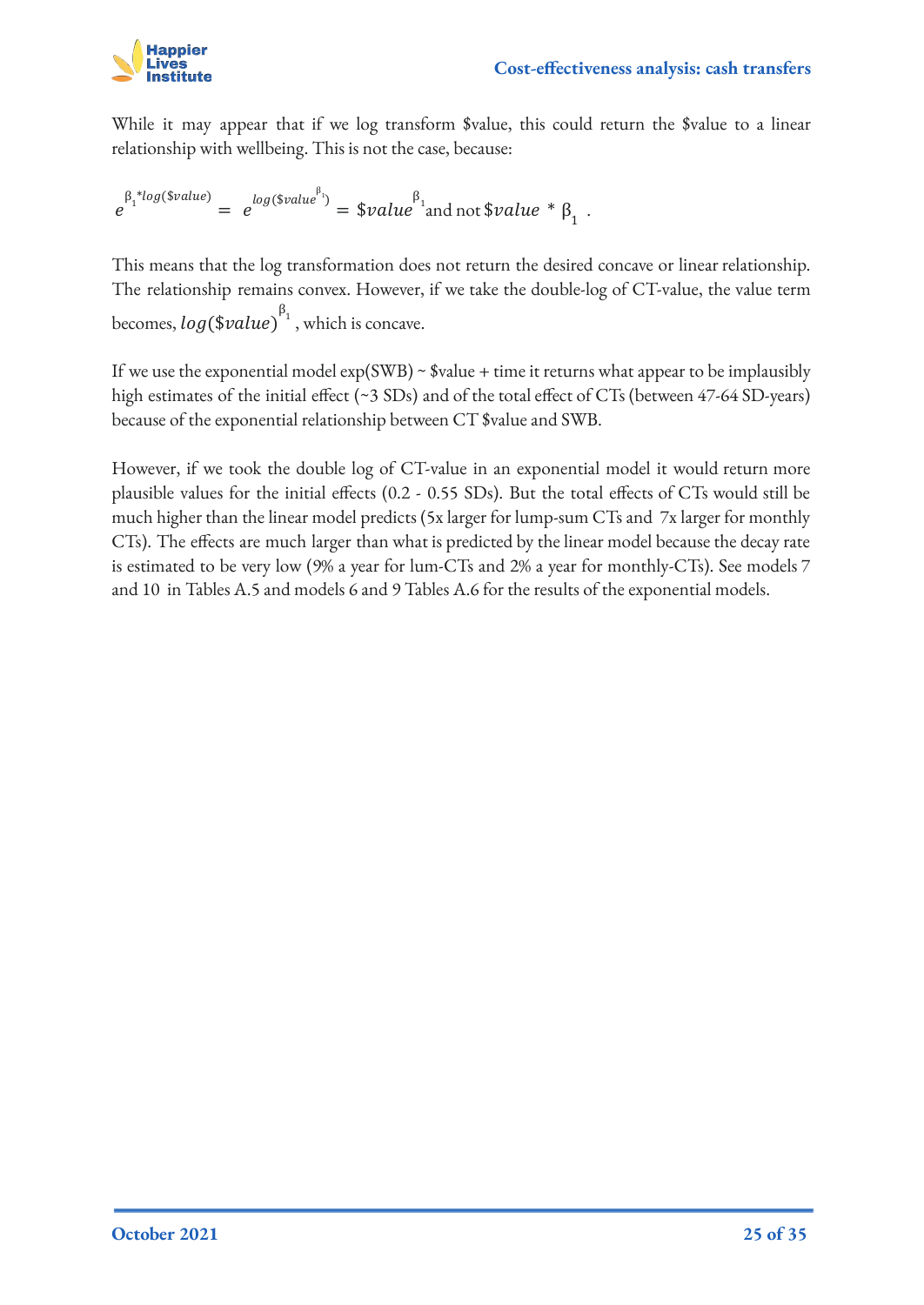While it may appear that if we log transform \$value, this could return the \$value to a linear relationship with wellbeing. This is not the case, because:

$$e^{\beta_1 * log(\$value)} = e^{log(\$value^{\beta_1})} = \$value^{\beta_1} \text{ and not } \$value * \beta_1 .$$

This means that the log transformation does not return the desired concave or linear relationship. The relationship remains convex. However, if we take the double-log of CT-value, the value term becomes, $log(\$value)^{\beta_1}$, which is concave.

If we use the exponential model exp(SWB) ~ \$value + time it returns what appear to be implausibly high estimates of the initial effect (~3 SDs) and of the total effect of CTs (between 47-64 SD-years) because of the exponential relationship between CT \$value and SWB.

However, if we took the double log of CT-value in an exponential model it would return more plausible values for the initial effects (0.2 - 0.55 SDs). But the total effects of CTs would still be much higher than the linear model predicts (5x larger for lump-sum CTs and 7x larger for monthly CTs). The effects are much larger than what is predicted by the linear model because the decay rate is estimated to be very low (9% a year for lum-CTs and 2% a year for monthly-CTs). See models 7 and 10 in Tables A.5 and models 6 and 9 Tables A.6 for the results of the exponential models.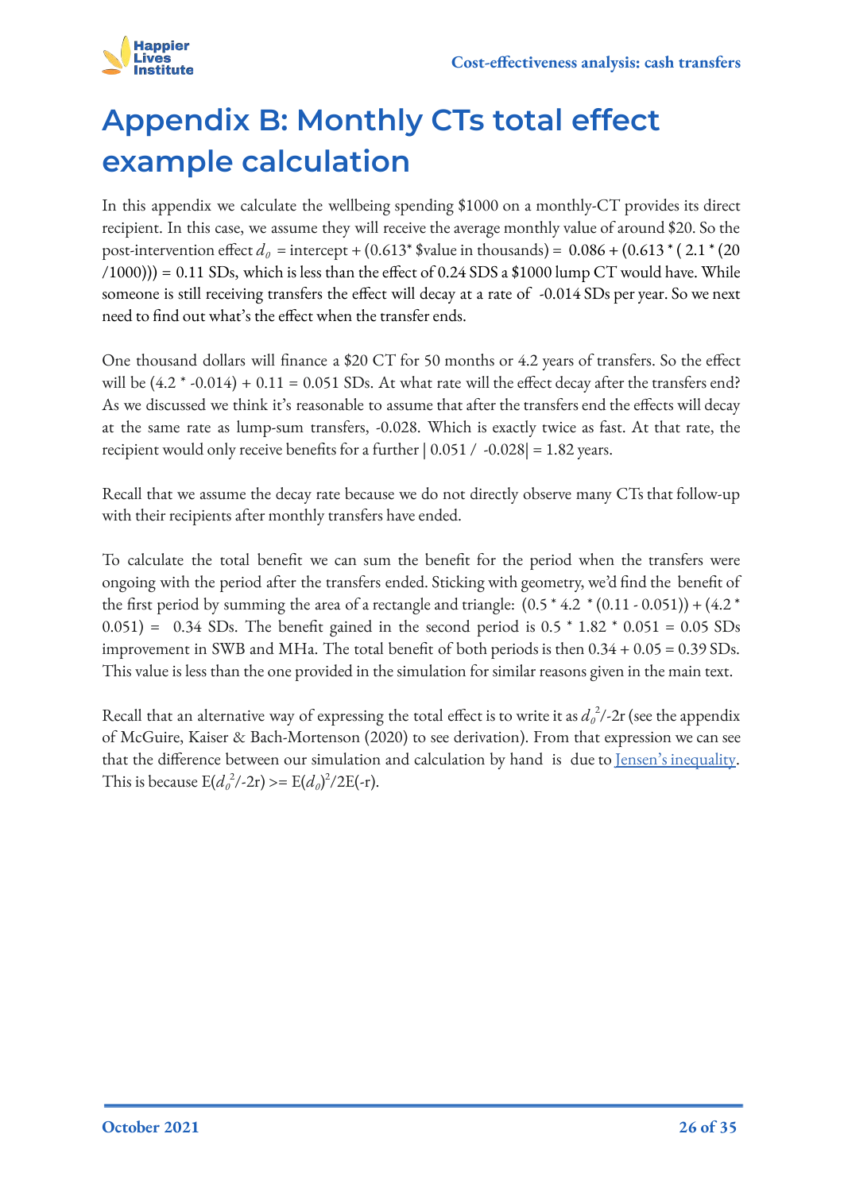# Appendix B: Monthly CTs total effect example calculation

In this appendix we calculate the wellbeing spending $1000 on a monthly-CT provides its direct recipient. In this case, we assume they will receive the average monthly value of around $20. So the post-intervention effect $d_0$ = intercept + (0.613* $value in thousands) = 0.086 + (0.613 * ( 2.1 * (20 /1000))) = 0.11 SDs, which is less than the effect of 0.24 SDS a $1000 lump CT would have. While someone is still receiving transfers the effect will decay at a rate of -0.014 SDs per year. So we next need to find out what's the effect when the transfer ends.

One thousand dollars will finance a $20 CT for 50 months or 4.2 years of transfers. So the effect will be (4.2 * -0.014) + 0.11 = 0.051 SDs. At what rate will the effect decay after the transfers end? As we discussed we think it's reasonable to assume that after the transfers end the effects will decay at the same rate as lump-sum transfers, -0.028. Which is exactly twice as fast. At that rate, the recipient would only receive benefits for a further | 0.051 / -0.028| = 1.82 years.

Recall that we assume the decay rate because we do not directly observe many CTs that follow-up with their recipients after monthly transfers have ended.

To calculate the total benefit we can sum the benefit for the period when the transfers were ongoing with the period after the transfers ended. Sticking with geometry, we'd find the benefit of the first period by summing the area of a rectangle and triangle: (0.5 * 4.2 * (0.11 - 0.051)) + (4.2 * 0.051) = 0.34 SDs. The benefit gained in the second period is 0.5 * 1.82 * 0.051 = 0.05 SDs improvement in SWB and MHa. The total benefit of both periods is then 0.34 + 0.05 = 0.39 SDs. This value is less than the one provided in the simulation for similar reasons given in the main text.

Recall that an alternative way of expressing the total effect is to write it as $d_0^2/\text{-}2r$ (see the appendix of McGuire, Kaiser & Bach-Mortenson (2020) to see derivation). From that expression we can see that the difference between our simulation and calculation by hand is due to [Jensen's inequality](). This is because $E(d_0^2/\text{-}2r) >= E(d_0)^2/2E(\text{-}r)$.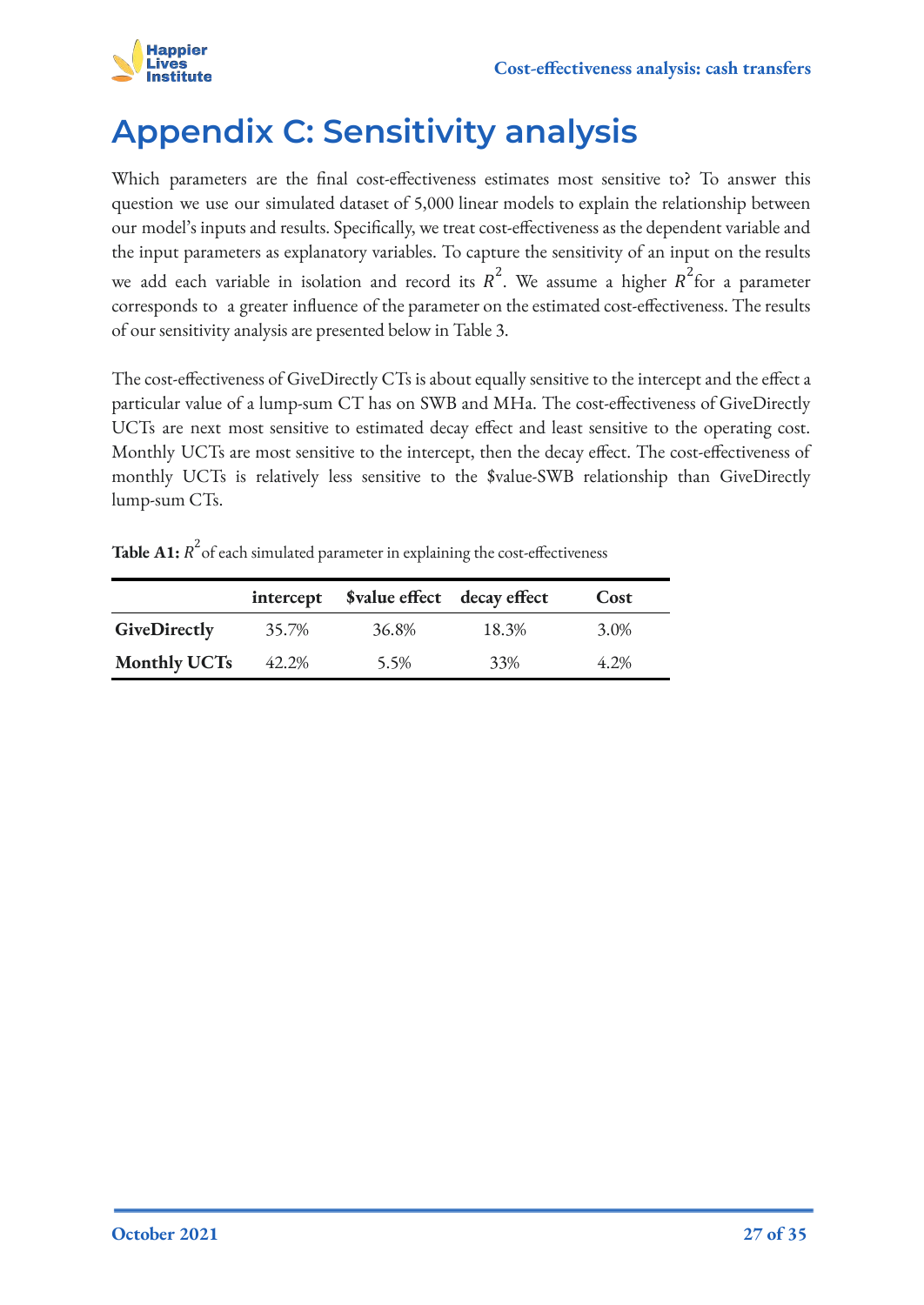# Appendix C: Sensitivity analysis

Which parameters are the final cost-effectiveness estimates most sensitive to? To answer this question we use our simulated dataset of 5,000 linear models to explain the relationship between our model's inputs and results. Specifically, we treat cost-effectiveness as the dependent variable and the input parameters as explanatory variables. To capture the sensitivity of an input on the results we add each variable in isolation and record its $R^2$. We assume a higher $R^2$ for a parameter corresponds to a greater influence of the parameter on the estimated cost-effectiveness. The results of our sensitivity analysis are presented below in Table 3.

The cost-effectiveness of GiveDirectly CTs is about equally sensitive to the intercept and the effect a particular value of a lump-sum CT has on SWB and MHa. The cost-effectiveness of GiveDirectly UCTs are next most sensitive to estimated decay effect and least sensitive to the operating cost. Monthly UCTs are most sensitive to the intercept, then the decay effect. The cost-effectiveness of monthly UCTs is relatively less sensitive to the $value-SWB relationship than GiveDirectly lump-sum CTs.

**Table A1:** $R^2$ of each simulated parameter in explaining the cost-effectiveness

| | intercept | $value effect | decay effect | Cost |
|---|---|---|---|---|
| **GiveDirectly** | 35.7% | 36.8% | 18.3% | 3.0% |
| **Monthly UCTs** | 42.2% | 5.5% | 33% | 4.2% |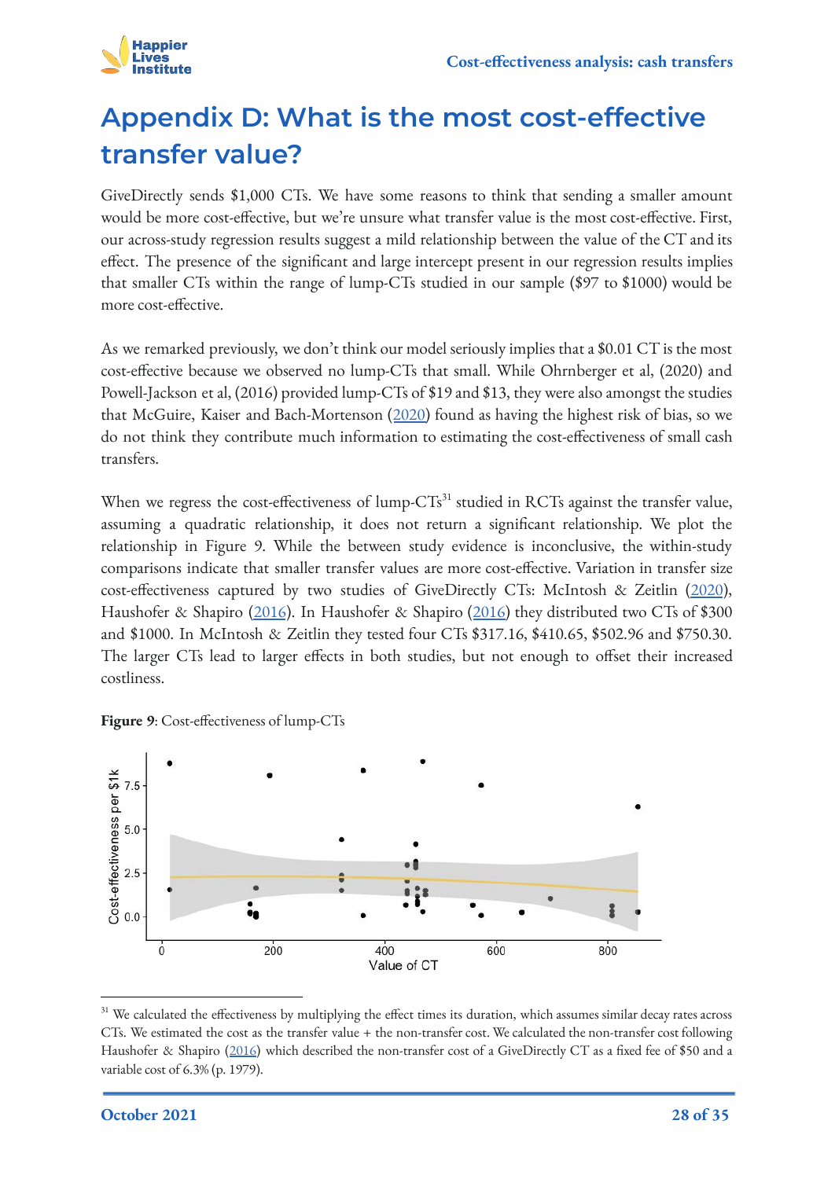# Appendix D: What is the most cost-effective transfer value?

GiveDirectly sends $1,000 CTs. We have some reasons to think that sending a smaller amount would be more cost-effective, but we're unsure what transfer value is the most cost-effective. First, our across-study regression results suggest a mild relationship between the value of the CT and its effect. The presence of the significant and large intercept present in our regression results implies that smaller CTs within the range of lump-CTs studied in our sample ($97 to $1000) would be more cost-effective.

As we remarked previously, we don't think our model seriously implies that a $0.01 CT is the most cost-effective because we observed no lump-CTs that small. While Ohrnberger et al, (2020) and Powell-Jackson et al, (2016) provided lump-CTs of $19 and $13, they were also amongst the studies that McGuire, Kaiser and Bach-Mortenson (2020) found as having the highest risk of bias, so we do not think they contribute much information to estimating the cost-effectiveness of small cash transfers.

When we regress the cost-effectiveness of lump-CTs[31] studied in RCTs against the transfer value, assuming a quadratic relationship, it does not return a significant relationship. We plot the relationship in Figure 9. While the between study evidence is inconclusive, the within-study comparisons indicate that smaller transfer values are more cost-effective. Variation in transfer size cost-effectiveness captured by two studies of GiveDirectly CTs: McIntosh & Zeitlin (2020), Haushofer & Shapiro (2016). In Haushofer & Shapiro (2016) they distributed two CTs of $300 and $1000. In McIntosh & Zeitlin they tested four CTs $317.16, $410.65, $502.96 and $750.30. The larger CTs lead to larger effects in both studies, but not enough to offset their increased costliness.

**Figure 9**: Cost-effectiveness of lump-CTs

[31] We calculated the effectiveness by multiplying the effect times its duration, which assumes similar decay rates across CTs. We estimated the cost as the transfer value + the non-transfer cost. We calculated the non-transfer cost following Haushofer & Shapiro (2016) which described the non-transfer cost of a GiveDirectly CT as a fixed fee of $50 and a variable cost of 6.3% (p. 1979).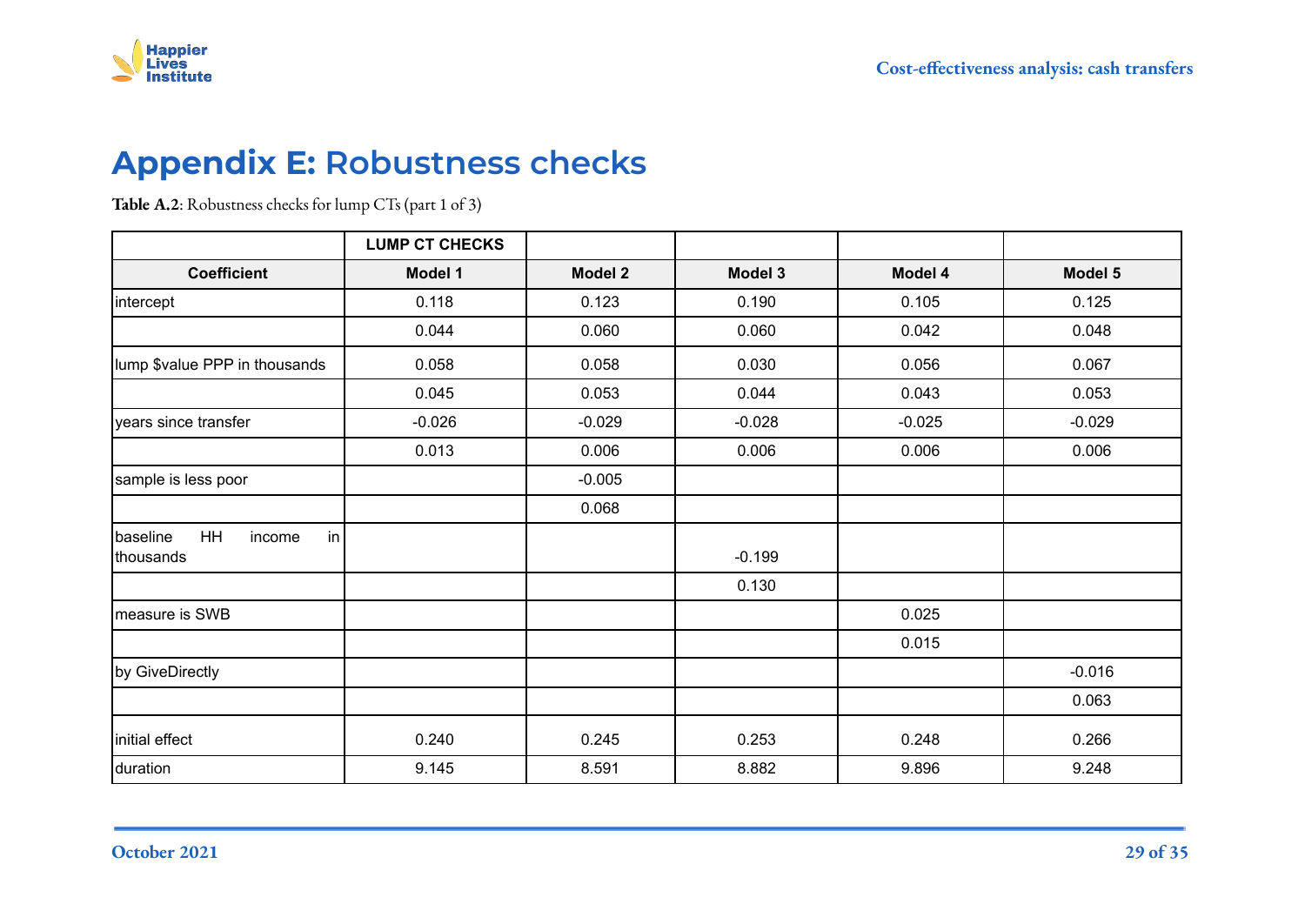# Appendix E: Robustness checks

**Table A.2**: Robustness checks for lump CTs (part 1 of 3)

| | LUMP CT CHECKS | | | | |
|---|---|---|---|---|---|
| **Coefficient** | **Model 1** | **Model 2** | **Model 3** | **Model 4** | **Model 5** |
| intercept | 0.118 | 0.123 | 0.190 | 0.105 | 0.125 |
| | 0.044 | 0.060 | 0.060 | 0.042 | 0.048 |
| lump $value PPP in thousands | 0.058 | 0.058 | 0.030 | 0.056 | 0.067 |
| | 0.045 | 0.053 | 0.044 | 0.043 | 0.053 |
| years since transfer | -0.026 | -0.029 | -0.028 | -0.025 | -0.029 |
| | 0.013 | 0.006 | 0.006 | 0.006 | 0.006 |
| sample is less poor | | -0.005 | | | |
| | | 0.068 | | | |
| baseline HH income in thousands | | | -0.199 | | |
| | | | 0.130 | | |
| measure is SWB | | | | 0.025 | |
| | | | | 0.015 | |
| by GiveDirectly | | | | | -0.016 |
| | | | | | 0.063 |
| initial effect | 0.240 | 0.245 | 0.253 | 0.248 | 0.266 |
| duration | 9.145 | 8.591 | 8.882 | 9.896 | 9.248 |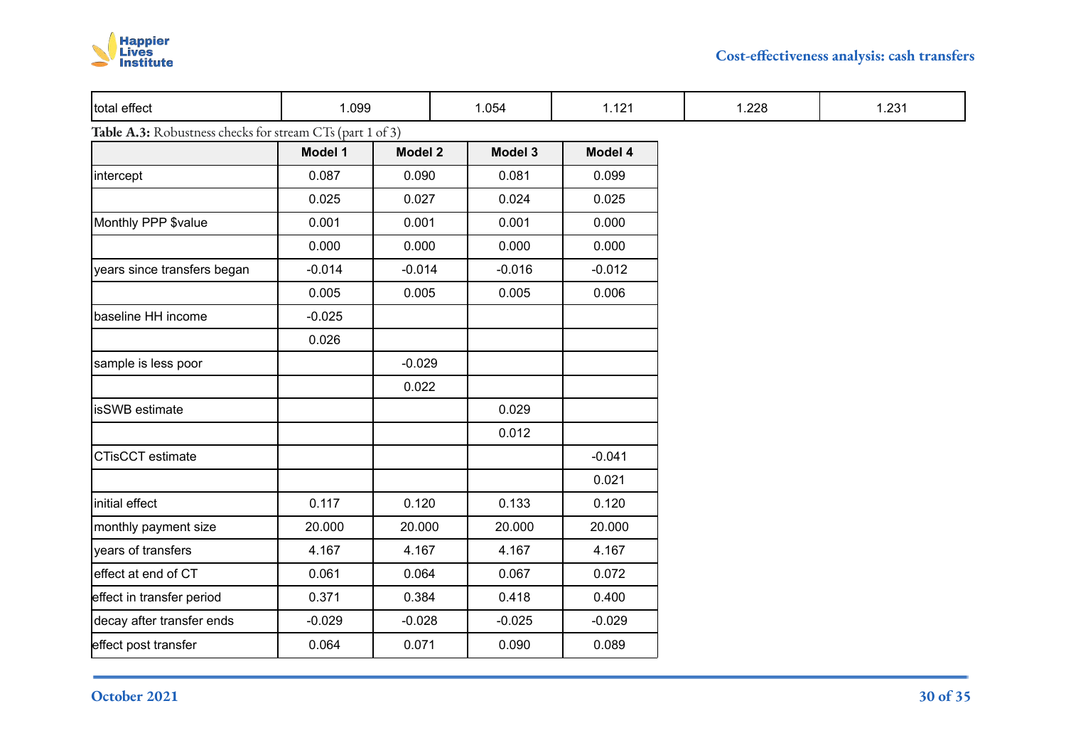| total effect | 1.099 | 1.054 | 1.121 | 1.228 | 1.231 |
|---|---|---|---|---|---|

**Table A.3:** Robustness checks for stream CTs (part 1 of 3)

| | Model 1 | Model 2 | Model 3 | Model 4 |
|---|---|---|---|---|
| intercept | 0.087 | 0.090 | 0.081 | 0.099 |
| | 0.025 | 0.027 | 0.024 | 0.025 |
| Monthly PPP $value | 0.001 | 0.001 | 0.001 | 0.000 |
| | 0.000 | 0.000 | 0.000 | 0.000 |
| years since transfers began | -0.014 | -0.014 | -0.016 | -0.012 |
| | 0.005 | 0.005 | 0.005 | 0.006 |
| baseline HH income | -0.025 | | | |
| | 0.026 | | | |
| sample is less poor | | -0.029 | | |
| | | 0.022 | | |
| isSWB estimate | | | 0.029 | |
| | | | 0.012 | |
| CTisCCT estimate | | | | -0.041 |
| | | | | 0.021 |
| initial effect | 0.117 | 0.120 | 0.133 | 0.120 |
| monthly payment size | 20.000 | 20.000 | 20.000 | 20.000 |
| years of transfers | 4.167 | 4.167 | 4.167 | 4.167 |
| effect at end of CT | 0.061 | 0.064 | 0.067 | 0.072 |
| effect in transfer period | 0.371 | 0.384 | 0.418 | 0.400 |
| decay after transfer ends | -0.029 | -0.028 | -0.025 | -0.029 |
| effect post transfer | 0.064 | 0.071 | 0.090 | 0.089 |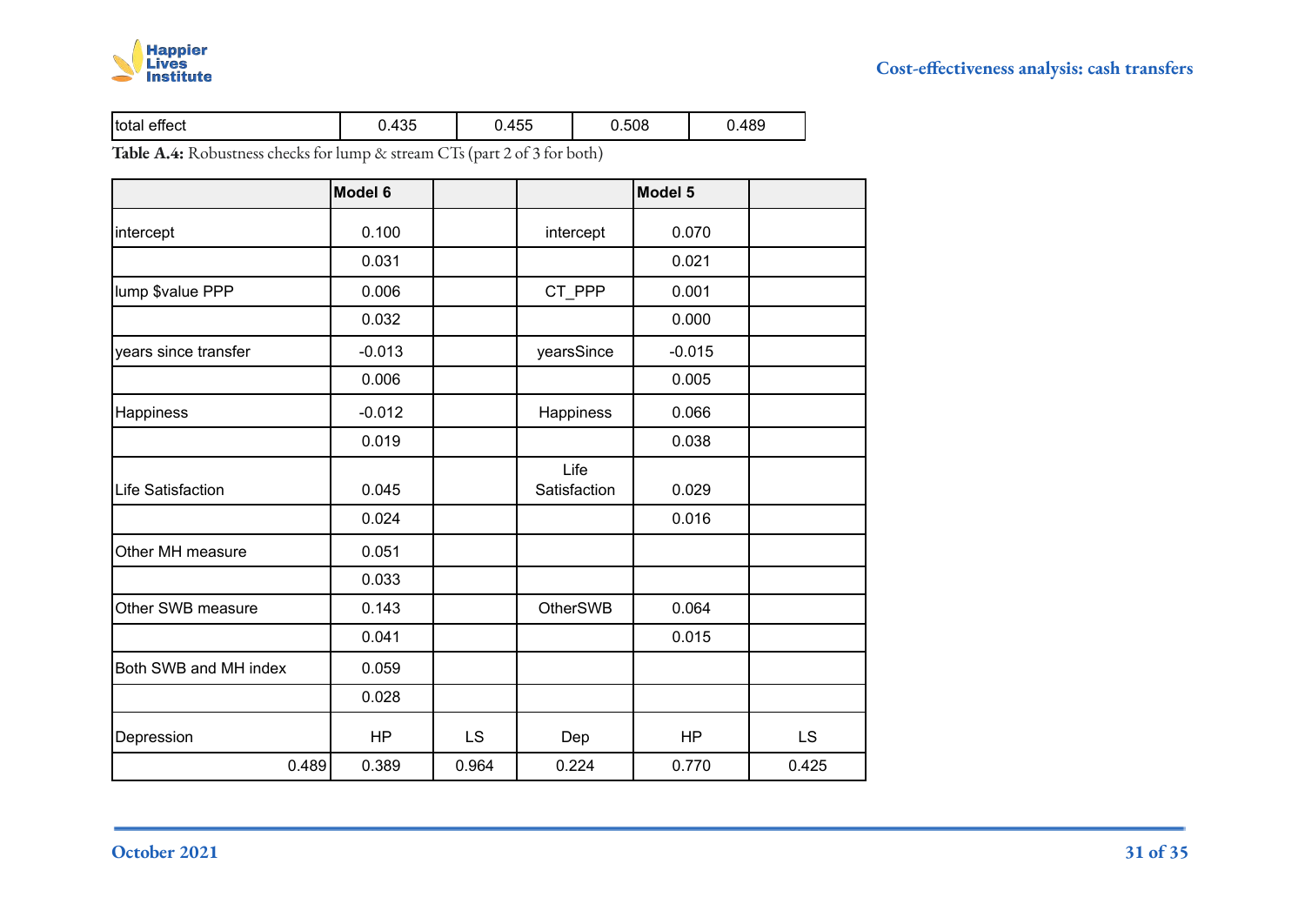| total effect | 0.435 | 0.455 | 0.508 | 0.489 |
|---|---|---|---|---|

**Table A.4:** Robustness checks for lump & stream CTs (part 2 of 3 for both)

| | Model 6 | | | Model 5 | |
|---|---|---|---|---|---|
| intercept | 0.100 | | intercept | 0.070 | |
| | 0.031 | | | 0.021 | |
| lump $value PPP | 0.006 | | CT_PPP | 0.001 | |
| | 0.032 | | | 0.000 | |
| years since transfer | -0.013 | | yearsSince | -0.015 | |
| | 0.006 | | | 0.005 | |
| Happiness | -0.012 | | Happiness | 0.066 | |
| | 0.019 | | | 0.038 | |
| Life Satisfaction | 0.045 | | Life Satisfaction | 0.029 | |
| | 0.024 | | | 0.016 | |
| Other MH measure | 0.051 | | | | |
| | 0.033 | | | | |
| Other SWB measure | 0.143 | | OtherSWB | 0.064 | |
| | 0.041 | | | 0.015 | |
| Both SWB and MH index | 0.059 | | | | |
| | 0.028 | | | | |
| Depression | HP | LS | Dep | HP | LS |
| 0.489 | 0.389 | 0.964 | 0.224 | 0.770 | 0.425 |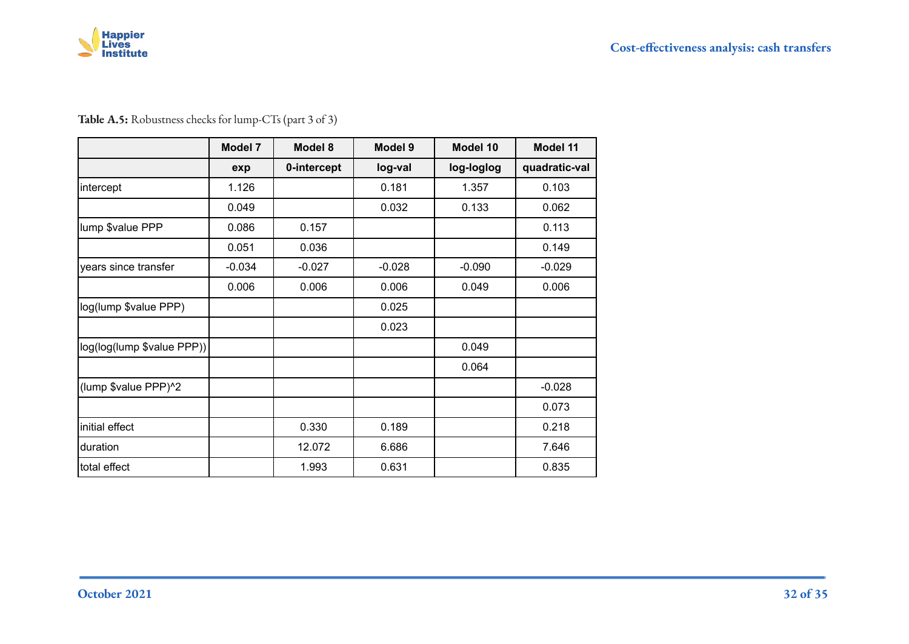**Table A.5:** Robustness checks for lump-CTs (part 3 of 3)

| | Model 7 | Model 8 | Model 9 | Model 10 | Model 11 |
|---|---|---|---|---|---|
| | exp | 0-intercept | log-val | log-loglog | quadratic-val |
| intercept | 1.126 | | 0.181 | 1.357 | 0.103 |
| | 0.049 | | 0.032 | 0.133 | 0.062 |
| lump $value PPP | 0.086 | 0.157 | | | 0.113 |
| | 0.051 | 0.036 | | | 0.149 |
| years since transfer | -0.034 | -0.027 | -0.028 | -0.090 | -0.029 |
| | 0.006 | 0.006 | 0.006 | 0.049 | 0.006 |
| log(lump $value PPP) | | | 0.025 | | |
| | | | 0.023 | | |
| log(log(lump $value PPP)) | | | | 0.049 | |
| | | | | 0.064 | |
| (lump $value PPP)^2 | | | | | -0.028 |
| | | | | | 0.073 |
| initial effect | | 0.330 | 0.189 | | 0.218 |
| duration | | 12.072 | 6.686 | | 7.646 |
| total effect | | 1.993 | 0.631 | | 0.835 |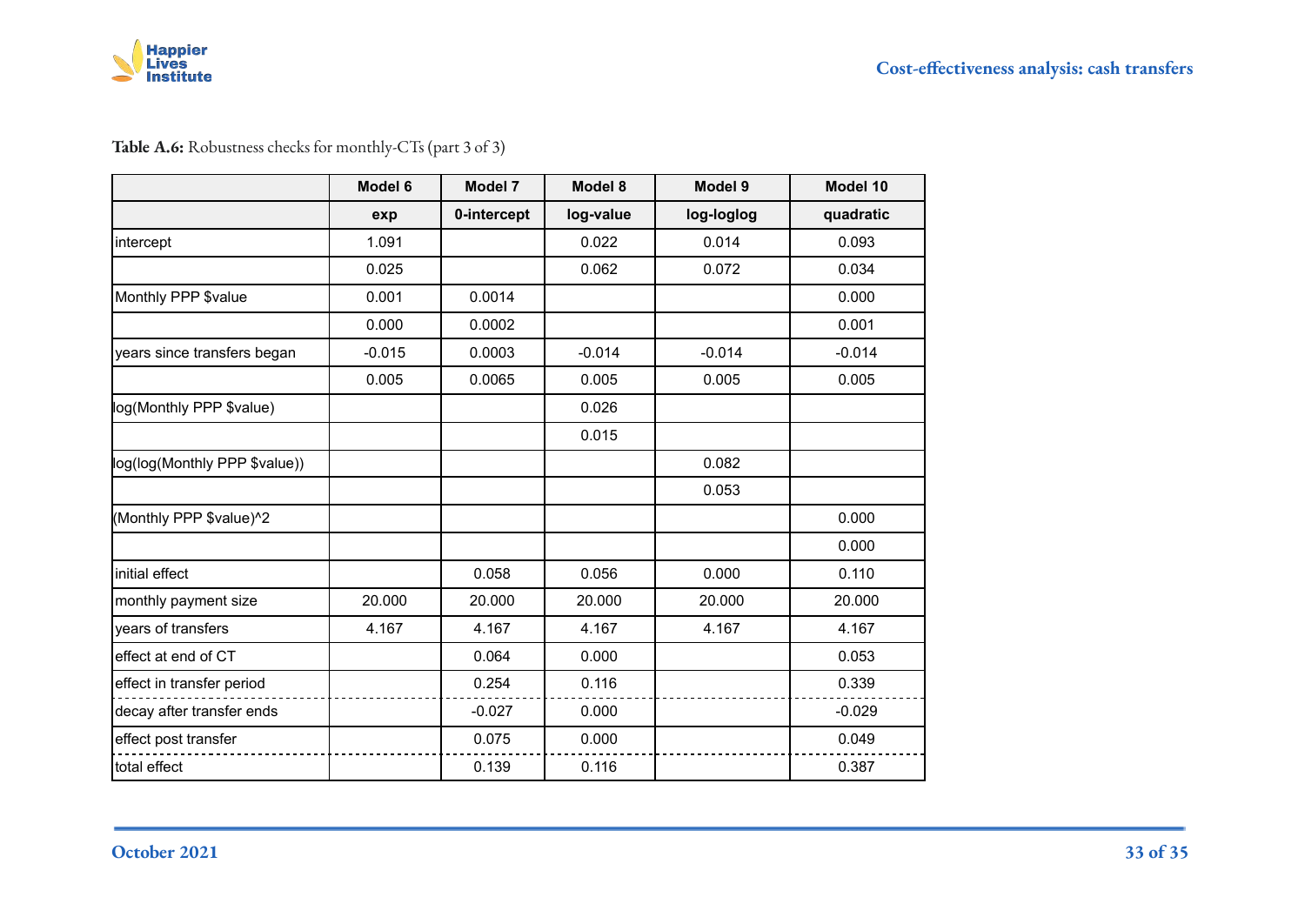**Table A.6:** Robustness checks for monthly-CTs (part 3 of 3)

| | Model 6 | Model 7 | Model 8 | Model 9 | Model 10 |
|---|---|---|---|---|---|
| | exp | 0-intercept | log-value | log-loglog | quadratic |
| intercept | 1.091 | | 0.022 | 0.014 | 0.093 |
| | 0.025 | | 0.062 | 0.072 | 0.034 |
| Monthly PPP $value | 0.001 | 0.0014 | | | 0.000 |
| | 0.000 | 0.0002 | | | 0.001 |
| years since transfers began | -0.015 | 0.0003 | -0.014 | -0.014 | -0.014 |
| | 0.005 | 0.0065 | 0.005 | 0.005 | 0.005 |
| log(Monthly PPP $value) | | | 0.026 | | |
| | | | 0.015 | | |
| log(log(Monthly PPP $value)) | | | | 0.082 | |
| | | | | 0.053 | |
| (Monthly PPP $value)^2 | | | | | 0.000 |
| | | | | | 0.000 |
| initial effect | | 0.058 | 0.056 | 0.000 | 0.110 |
| monthly payment size | 20.000 | 20.000 | 20.000 | 20.000 | 20.000 |
| years of transfers | 4.167 | 4.167 | 4.167 | 4.167 | 4.167 |
| effect at end of CT | | 0.064 | 0.000 | | 0.053 |
| effect in transfer period | | 0.254 | 0.116 | | 0.339 |
| decay after transfer ends | | -0.027 | 0.000 | | -0.029 |
| effect post transfer | | 0.075 | 0.000 | | 0.049 |
| total effect | | 0.139 | 0.116 | | 0.387 |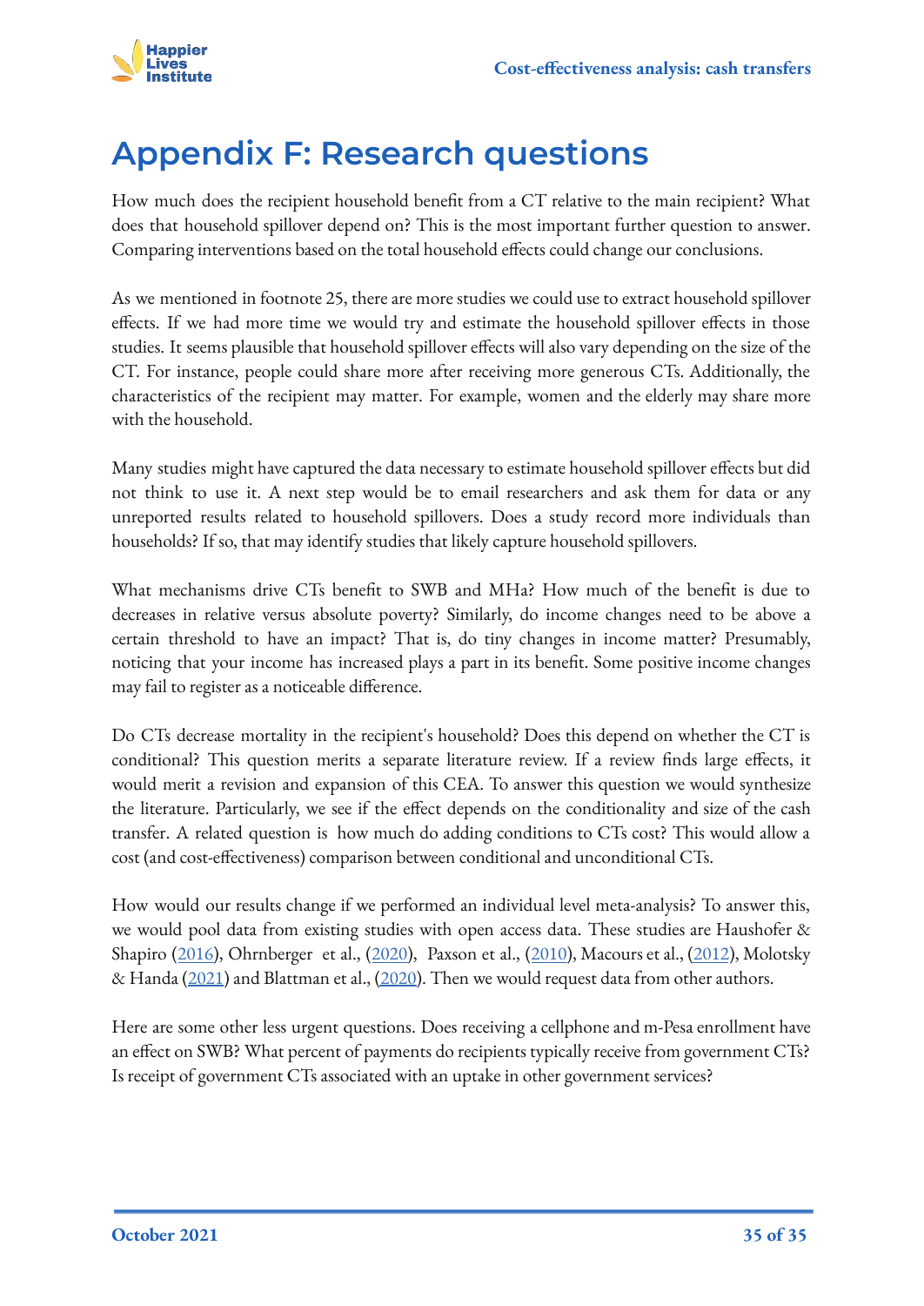# Appendix F: Research questions

How much does the recipient household benefit from a CT relative to the main recipient? What does that household spillover depend on? This is the most important further question to answer. Comparing interventions based on the total household effects could change our conclusions.

As we mentioned in footnote 25, there are more studies we could use to extract household spillover effects. If we had more time we would try and estimate the household spillover effects in those studies. It seems plausible that household spillover effects will also vary depending on the size of the CT. For instance, people could share more after receiving more generous CTs. Additionally, the characteristics of the recipient may matter. For example, women and the elderly may share more with the household.

Many studies might have captured the data necessary to estimate household spillover effects but did not think to use it. A next step would be to email researchers and ask them for data or any unreported results related to household spillovers. Does a study record more individuals than households? If so, that may identify studies that likely capture household spillovers.

What mechanisms drive CTs benefit to SWB and MHa? How much of the benefit is due to decreases in relative versus absolute poverty? Similarly, do income changes need to be above a certain threshold to have an impact? That is, do tiny changes in income matter? Presumably, noticing that your income has increased plays a part in its benefit. Some positive income changes may fail to register as a noticeable difference.

Do CTs decrease mortality in the recipient's household? Does this depend on whether the CT is conditional? This question merits a separate literature review. If a review finds large effects, it would merit a revision and expansion of this CEA. To answer this question we would synthesize the literature. Particularly, we see if the effect depends on the conditionality and size of the cash transfer. A related question is how much do adding conditions to CTs cost? This would allow a cost (and cost-effectiveness) comparison between conditional and unconditional CTs.

How would our results change if we performed an individual level meta-analysis? To answer this, we would pool data from existing studies with open access data. These studies are Haushofer & Shapiro (2016), Ohrnberger et al., (2020), Paxson et al., (2010), Macours et al., (2012), Molotsky & Handa (2021) and Blattman et al., (2020). Then we would request data from other authors.

Here are some other less urgent questions. Does receiving a cellphone and m-Pesa enrollment have an effect on SWB? What percent of payments do recipients typically receive from government CTs? Is receipt of government CTs associated with an uptake in other government services?